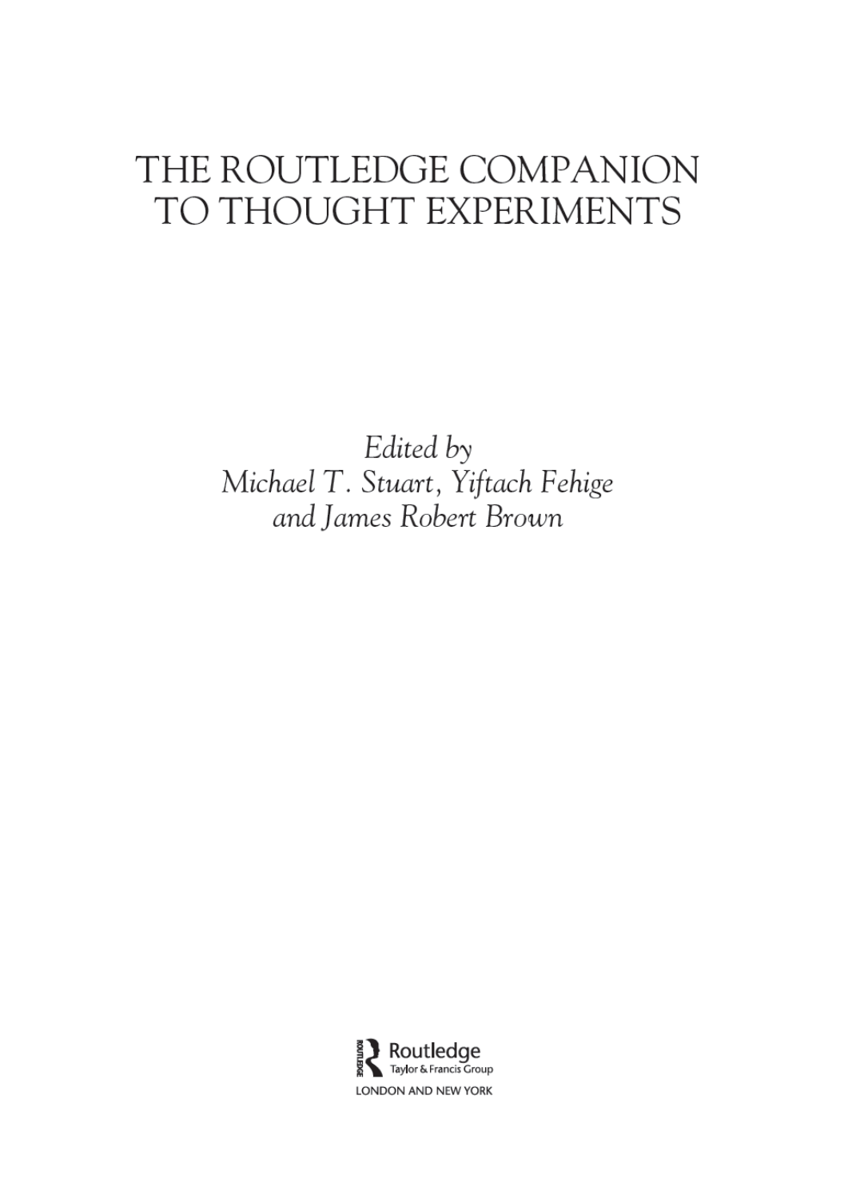# THE ROUTLEDGE COMPANION TO THOUGHT EXPERIMENTS

*Edited by*
*Michael T. Stuart, Yiftach Fehige and James Robert Brown*

Routledge
Taylor & Francis Group
LONDON AND NEW YORK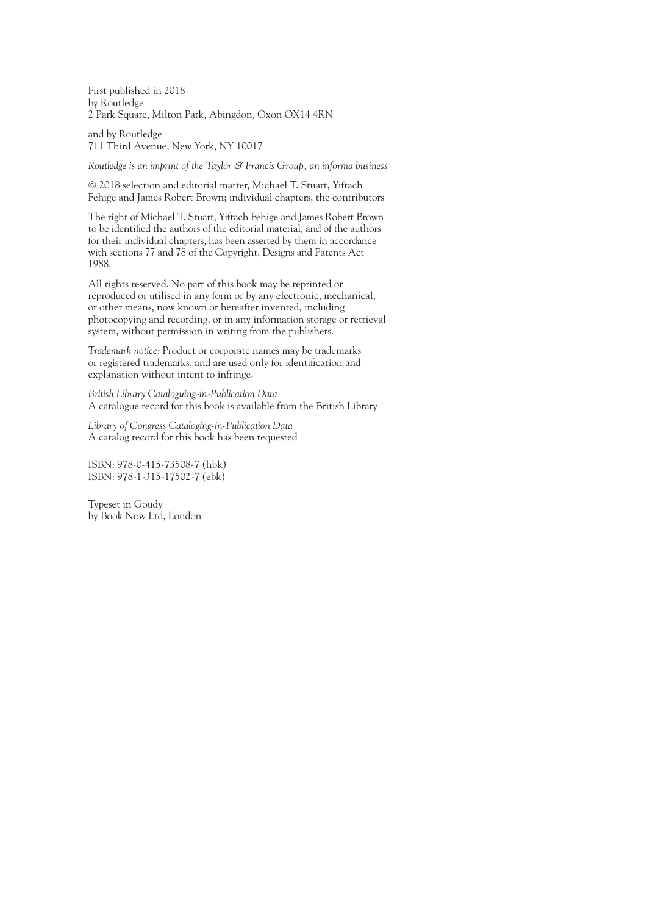First published in 2018
by Routledge
2 Park Square, Milton Park, Abingdon, Oxon OX14 4RN

and by Routledge
711 Third Avenue, New York, NY 10017

*Routledge is an imprint of the Taylor & Francis Group, an informa business*

© 2018 selection and editorial matter, Michael T. Stuart, Yiftach Fehige and James Robert Brown; individual chapters, the contributors

The right of Michael T. Stuart, Yiftach Fehige and James Robert Brown to be identified the authors of the editorial material, and of the authors for their individual chapters, has been asserted by them in accordance with sections 77 and 78 of the Copyright, Designs and Patents Act 1988.

All rights reserved. No part of this book may be reprinted or reproduced or utilised in any form or by any electronic, mechanical, or other means, now known or hereafter invented, including photocopying and recording, or in any information storage or retrieval system, without permission in writing from the publishers.

*Trademark notice*: Product or corporate names may be trademarks or registered trademarks, and are used only for identification and explanation without intent to infringe.

*British Library Cataloguing-in-Publication Data*
A catalogue record for this book is available from the British Library

*Library of Congress Cataloging-in-Publication Data*
A catalog record for this book has been requested

ISBN: 978-0-415-73508-7 (hbk)
ISBN: 978-1-315-17502-7 (ebk)

Typeset in Goudy
by Book Now Ltd, London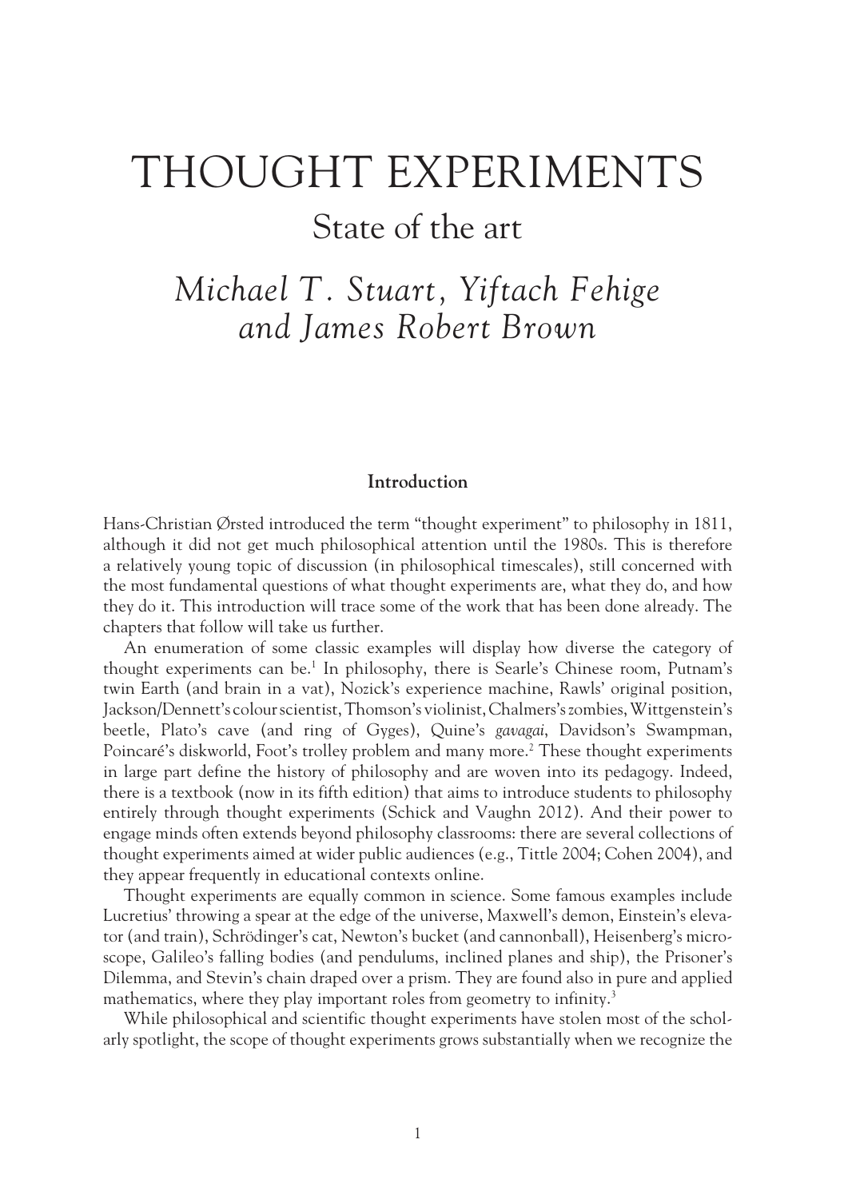# THOUGHT EXPERIMENTS

## State of the art

*Michael T. Stuart, Yiftach Fehige and James Robert Brown*

### Introduction

Hans-Christian Ørsted introduced the term "thought experiment" to philosophy in 1811, although it did not get much philosophical attention until the 1980s. This is therefore a relatively young topic of discussion (in philosophical timescales), still concerned with the most fundamental questions of what thought experiments are, what they do, and how they do it. This introduction will trace some of the work that has been done already. The chapters that follow will take us further.

An enumeration of some classic examples will display how diverse the category of thought experiments can be.[1] In philosophy, there is Searle's Chinese room, Putnam's twin Earth (and brain in a vat), Nozick's experience machine, Rawls' original position, Jackson/Dennett's colour scientist, Thomson's violinist, Chalmers's zombies, Wittgenstein's beetle, Plato's cave (and ring of Gyges), Quine's *gavagai*, Davidson's Swampman, Poincaré's diskworld, Foot's trolley problem and many more.[2] These thought experiments in large part define the history of philosophy and are woven into its pedagogy. Indeed, there is a textbook (now in its fifth edition) that aims to introduce students to philosophy entirely through thought experiments (Schick and Vaughn 2012). And their power to engage minds often extends beyond philosophy classrooms: there are several collections of thought experiments aimed at wider public audiences (e.g., Tittle 2004; Cohen 2004), and they appear frequently in educational contexts online.

Thought experiments are equally common in science. Some famous examples include Lucretius' throwing a spear at the edge of the universe, Maxwell's demon, Einstein's elevator (and train), Schrödinger's cat, Newton's bucket (and cannonball), Heisenberg's microscope, Galileo's falling bodies (and pendulums, inclined planes and ship), the Prisoner's Dilemma, and Stevin's chain draped over a prism. They are found also in pure and applied mathematics, where they play important roles from geometry to infinity.[3]

While philosophical and scientific thought experiments have stolen most of the scholarly spotlight, the scope of thought experiments grows substantially when we recognize the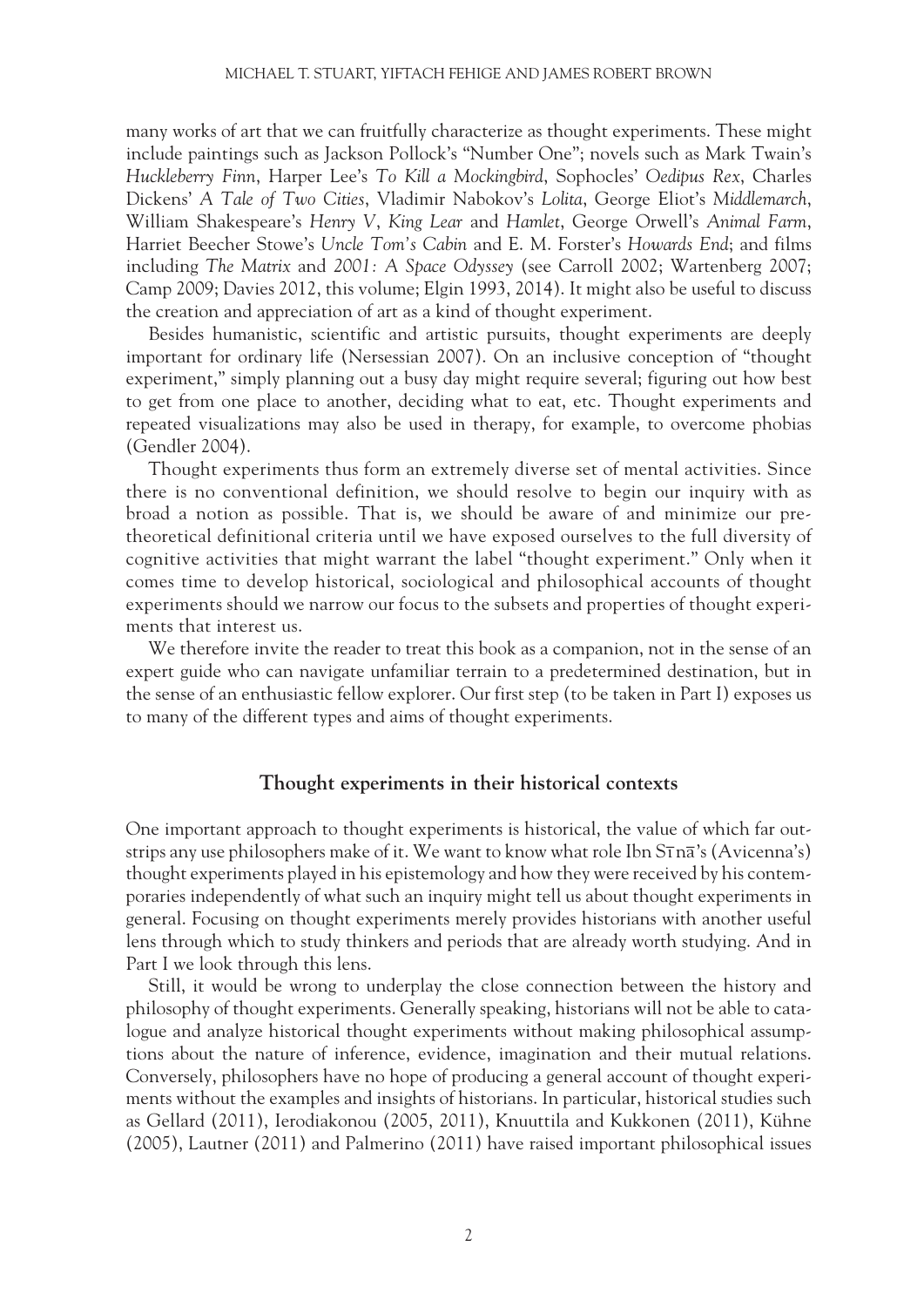many works of art that we can fruitfully characterize as thought experiments. These might include paintings such as Jackson Pollock's "Number One"; novels such as Mark Twain's *Huckleberry Finn*, Harper Lee's *To Kill a Mockingbird*, Sophocles' *Oedipus Rex*, Charles Dickens' *A Tale of Two Cities*, Vladimir Nabokov's *Lolita*, George Eliot's *Middlemarch*, William Shakespeare's *Henry V*, *King Lear* and *Hamlet*, George Orwell's *Animal Farm*, Harriet Beecher Stowe's *Uncle Tom's Cabin* and E. M. Forster's *Howards End*; and films including *The Matrix* and *2001: A Space Odyssey* (see Carroll 2002; Wartenberg 2007; Camp 2009; Davies 2012, this volume; Elgin 1993, 2014). It might also be useful to discuss the creation and appreciation of art as a kind of thought experiment.

Besides humanistic, scientific and artistic pursuits, thought experiments are deeply important for ordinary life (Nersessian 2007). On an inclusive conception of "thought experiment," simply planning out a busy day might require several; figuring out how best to get from one place to another, deciding what to eat, etc. Thought experiments and repeated visualizations may also be used in therapy, for example, to overcome phobias (Gendler 2004).

Thought experiments thus form an extremely diverse set of mental activities. Since there is no conventional definition, we should resolve to begin our inquiry with as broad a notion as possible. That is, we should be aware of and minimize our pre-theoretical definitional criteria until we have exposed ourselves to the full diversity of cognitive activities that might warrant the label "thought experiment." Only when it comes time to develop historical, sociological and philosophical accounts of thought experiments should we narrow our focus to the subsets and properties of thought experiments that interest us.

We therefore invite the reader to treat this book as a companion, not in the sense of an expert guide who can navigate unfamiliar terrain to a predetermined destination, but in the sense of an enthusiastic fellow explorer. Our first step (to be taken in Part I) exposes us to many of the different types and aims of thought experiments.

## Thought experiments in their historical contexts

One important approach to thought experiments is historical, the value of which far outstrips any use philosophers make of it. We want to know what role Ibn Sīnā's (Avicenna's) thought experiments played in his epistemology and how they were received by his contemporaries independently of what such an inquiry might tell us about thought experiments in general. Focusing on thought experiments merely provides historians with another useful lens through which to study thinkers and periods that are already worth studying. And in Part I we look through this lens.

Still, it would be wrong to underplay the close connection between the history and philosophy of thought experiments. Generally speaking, historians will not be able to catalogue and analyze historical thought experiments without making philosophical assumptions about the nature of inference, evidence, imagination and their mutual relations. Conversely, philosophers have no hope of producing a general account of thought experiments without the examples and insights of historians. In particular, historical studies such as Gellard (2011), Ierodiakonou (2005, 2011), Knuuttila and Kukkonen (2011), Kühne (2005), Lautner (2011) and Palmerino (2011) have raised important philosophical issues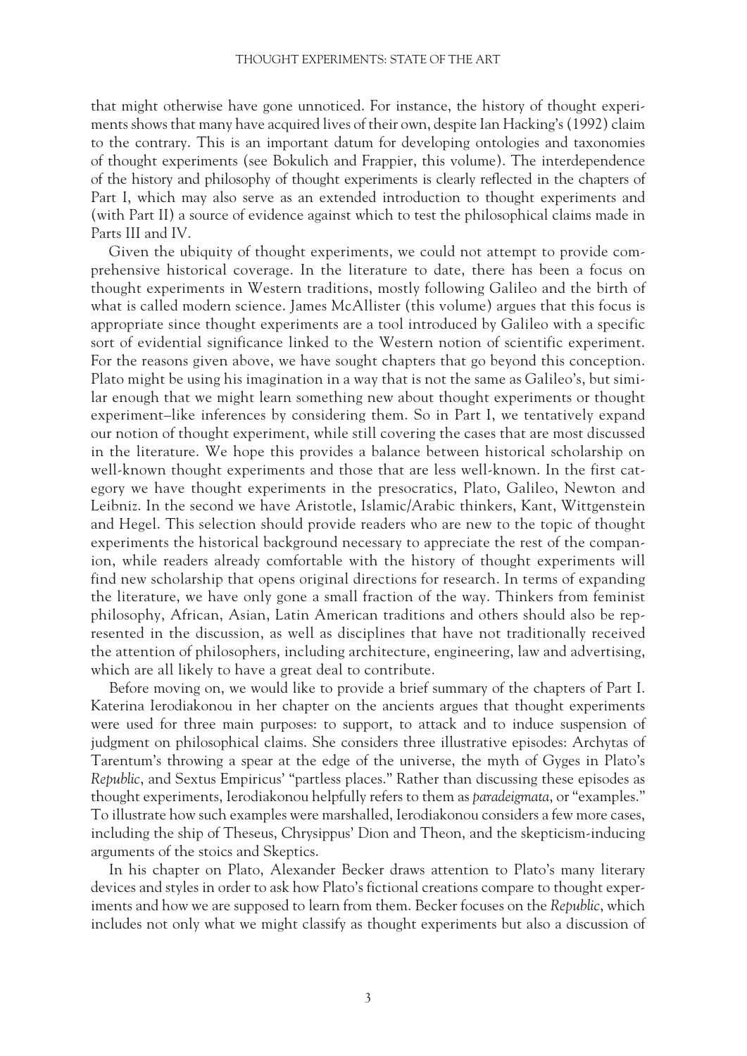that might otherwise have gone unnoticed. For instance, the history of thought experiments shows that many have acquired lives of their own, despite Ian Hacking's (1992) claim to the contrary. This is an important datum for developing ontologies and taxonomies of thought experiments (see Bokulich and Frappier, this volume). The interdependence of the history and philosophy of thought experiments is clearly reflected in the chapters of Part I, which may also serve as an extended introduction to thought experiments and (with Part II) a source of evidence against which to test the philosophical claims made in Parts III and IV.

Given the ubiquity of thought experiments, we could not attempt to provide comprehensive historical coverage. In the literature to date, there has been a focus on thought experiments in Western traditions, mostly following Galileo and the birth of what is called modern science. James McAllister (this volume) argues that this focus is appropriate since thought experiments are a tool introduced by Galileo with a specific sort of evidential significance linked to the Western notion of scientific experiment. For the reasons given above, we have sought chapters that go beyond this conception. Plato might be using his imagination in a way that is not the same as Galileo's, but similar enough that we might learn something new about thought experiments or thought experiment–like inferences by considering them. So in Part I, we tentatively expand our notion of thought experiment, while still covering the cases that are most discussed in the literature. We hope this provides a balance between historical scholarship on well-known thought experiments and those that are less well-known. In the first category we have thought experiments in the presocratics, Plato, Galileo, Newton and Leibniz. In the second we have Aristotle, Islamic/Arabic thinkers, Kant, Wittgenstein and Hegel. This selection should provide readers who are new to the topic of thought experiments the historical background necessary to appreciate the rest of the companion, while readers already comfortable with the history of thought experiments will find new scholarship that opens original directions for research. In terms of expanding the literature, we have only gone a small fraction of the way. Thinkers from feminist philosophy, African, Asian, Latin American traditions and others should also be represented in the discussion, as well as disciplines that have not traditionally received the attention of philosophers, including architecture, engineering, law and advertising, which are all likely to have a great deal to contribute.

Before moving on, we would like to provide a brief summary of the chapters of Part I. Katerina Ierodiakonou in her chapter on the ancients argues that thought experiments were used for three main purposes: to support, to attack and to induce suspension of judgment on philosophical claims. She considers three illustrative episodes: Archytas of Tarentum's throwing a spear at the edge of the universe, the myth of Gyges in Plato's *Republic*, and Sextus Empiricus' "partless places." Rather than discussing these episodes as thought experiments, Ierodiakonou helpfully refers to them as *paradeigmata*, or "examples." To illustrate how such examples were marshalled, Ierodiakonou considers a few more cases, including the ship of Theseus, Chrysippus' Dion and Theon, and the skepticism-inducing arguments of the stoics and Skeptics.

In his chapter on Plato, Alexander Becker draws attention to Plato's many literary devices and styles in order to ask how Plato's fictional creations compare to thought experiments and how we are supposed to learn from them. Becker focuses on the *Republic*, which includes not only what we might classify as thought experiments but also a discussion of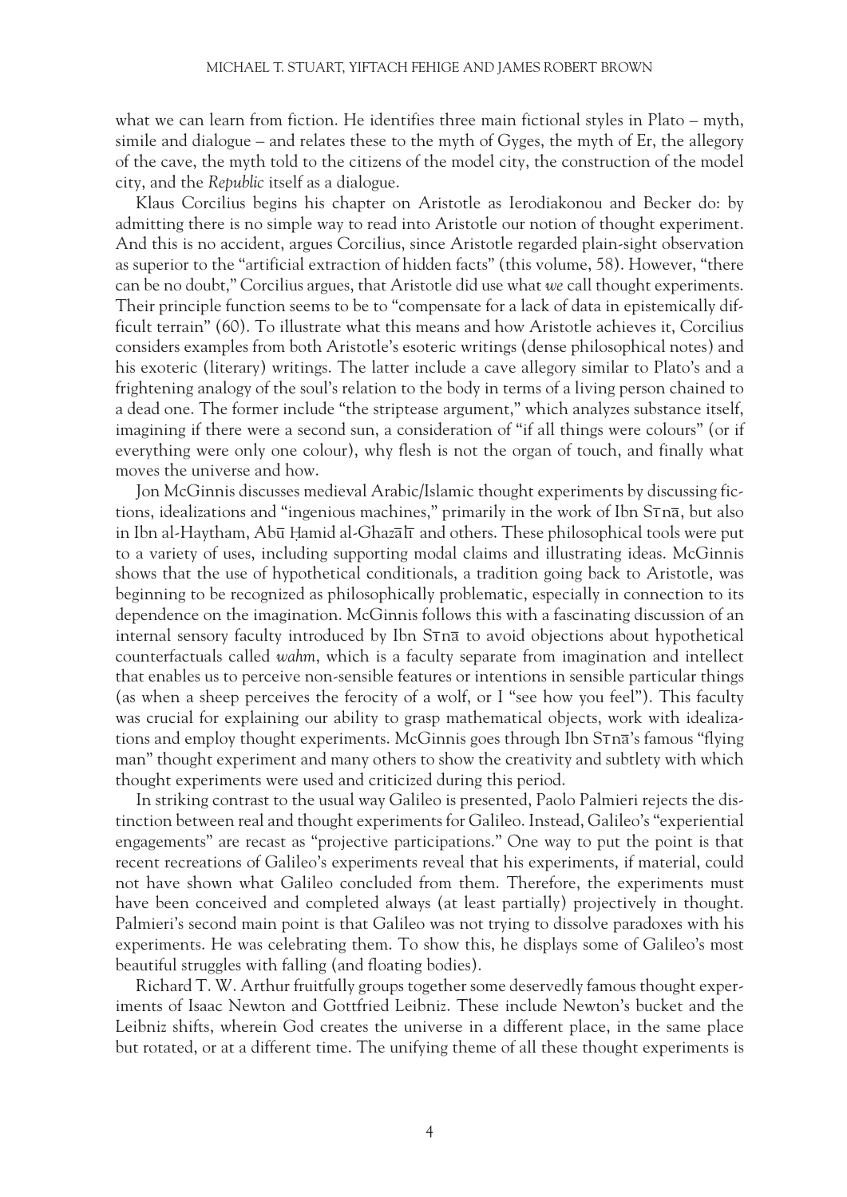what we can learn from fiction. He identifies three main fictional styles in Plato – myth, simile and dialogue – and relates these to the myth of Gyges, the myth of Er, the allegory of the cave, the myth told to the citizens of the model city, the construction of the model city, and the *Republic* itself as a dialogue.

Klaus Corcilius begins his chapter on Aristotle as Ierodiakonou and Becker do: by admitting there is no simple way to read into Aristotle our notion of thought experiment. And this is no accident, argues Corcilius, since Aristotle regarded plain-sight observation as superior to the "artificial extraction of hidden facts" (this volume, 58). However, "there can be no doubt," Corcilius argues, that Aristotle did use what *we* call thought experiments. Their principle function seems to be to "compensate for a lack of data in epistemically difficult terrain" (60). To illustrate what this means and how Aristotle achieves it, Corcilius considers examples from both Aristotle's esoteric writings (dense philosophical notes) and his exoteric (literary) writings. The latter include a cave allegory similar to Plato's and a frightening analogy of the soul's relation to the body in terms of a living person chained to a dead one. The former include "the striptease argument," which analyzes substance itself, imagining if there were a second sun, a consideration of "if all things were colours" (or if everything were only one colour), why flesh is not the organ of touch, and finally what moves the universe and how.

Jon McGinnis discusses medieval Arabic/Islamic thought experiments by discussing fictions, idealizations and "ingenious machines," primarily in the work of Ibn Sīnā, but also in Ibn al-Haytham, Abū Ḥamid al-Ghazālī and others. These philosophical tools were put to a variety of uses, including supporting modal claims and illustrating ideas. McGinnis shows that the use of hypothetical conditionals, a tradition going back to Aristotle, was beginning to be recognized as philosophically problematic, especially in connection to its dependence on the imagination. McGinnis follows this with a fascinating discussion of an internal sensory faculty introduced by Ibn Sīnā to avoid objections about hypothetical counterfactuals called *wahm*, which is a faculty separate from imagination and intellect that enables us to perceive non-sensible features or intentions in sensible particular things (as when a sheep perceives the ferocity of a wolf, or I "see how you feel"). This faculty was crucial for explaining our ability to grasp mathematical objects, work with idealizations and employ thought experiments. McGinnis goes through Ibn Sīnā's famous "flying man" thought experiment and many others to show the creativity and subtlety with which thought experiments were used and criticized during this period.

In striking contrast to the usual way Galileo is presented, Paolo Palmieri rejects the distinction between real and thought experiments for Galileo. Instead, Galileo's "experiential engagements" are recast as "projective participations." One way to put the point is that recent recreations of Galileo's experiments reveal that his experiments, if material, could not have shown what Galileo concluded from them. Therefore, the experiments must have been conceived and completed always (at least partially) projectively in thought. Palmieri's second main point is that Galileo was not trying to dissolve paradoxes with his experiments. He was celebrating them. To show this, he displays some of Galileo's most beautiful struggles with falling (and floating bodies).

Richard T. W. Arthur fruitfully groups together some deservedly famous thought experiments of Isaac Newton and Gottfried Leibniz. These include Newton's bucket and the Leibniz shifts, wherein God creates the universe in a different place, in the same place but rotated, or at a different time. The unifying theme of all these thought experiments is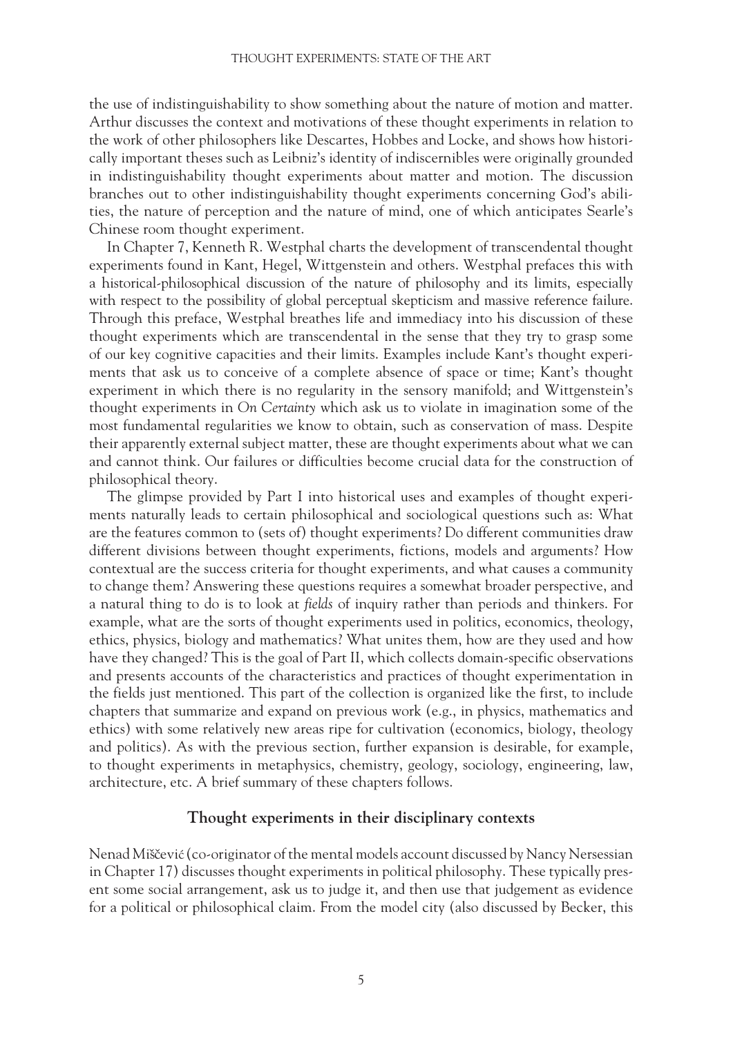the use of indistinguishability to show something about the nature of motion and matter. Arthur discusses the context and motivations of these thought experiments in relation to the work of other philosophers like Descartes, Hobbes and Locke, and shows how historically important theses such as Leibniz's identity of indiscernibles were originally grounded in indistinguishability thought experiments about matter and motion. The discussion branches out to other indistinguishability thought experiments concerning God's abilities, the nature of perception and the nature of mind, one of which anticipates Searle's Chinese room thought experiment.

In Chapter 7, Kenneth R. Westphal charts the development of transcendental thought experiments found in Kant, Hegel, Wittgenstein and others. Westphal prefaces this with a historical-philosophical discussion of the nature of philosophy and its limits, especially with respect to the possibility of global perceptual skepticism and massive reference failure. Through this preface, Westphal breathes life and immediacy into his discussion of these thought experiments which are transcendental in the sense that they try to grasp some of our key cognitive capacities and their limits. Examples include Kant's thought experiments that ask us to conceive of a complete absence of space or time; Kant's thought experiment in which there is no regularity in the sensory manifold; and Wittgenstein's thought experiments in *On Certainty* which ask us to violate in imagination some of the most fundamental regularities we know to obtain, such as conservation of mass. Despite their apparently external subject matter, these are thought experiments about what we can and cannot think. Our failures or difficulties become crucial data for the construction of philosophical theory.

The glimpse provided by Part I into historical uses and examples of thought experiments naturally leads to certain philosophical and sociological questions such as: What are the features common to (sets of) thought experiments? Do different communities draw different divisions between thought experiments, fictions, models and arguments? How contextual are the success criteria for thought experiments, and what causes a community to change them? Answering these questions requires a somewhat broader perspective, and a natural thing to do is to look at *fields* of inquiry rather than periods and thinkers. For example, what are the sorts of thought experiments used in politics, economics, theology, ethics, physics, biology and mathematics? What unites them, how are they used and how have they changed? This is the goal of Part II, which collects domain-specific observations and presents accounts of the characteristics and practices of thought experimentation in the fields just mentioned. This part of the collection is organized like the first, to include chapters that summarize and expand on previous work (e.g., in physics, mathematics and ethics) with some relatively new areas ripe for cultivation (economics, biology, theology and politics). As with the previous section, further expansion is desirable, for example, to thought experiments in metaphysics, chemistry, geology, sociology, engineering, law, architecture, etc. A brief summary of these chapters follows.

## Thought experiments in their disciplinary contexts

Nenad Miščević (co-originator of the mental models account discussed by Nancy Nersessian in Chapter 17) discusses thought experiments in political philosophy. These typically present some social arrangement, ask us to judge it, and then use that judgement as evidence for a political or philosophical claim. From the model city (also discussed by Becker, this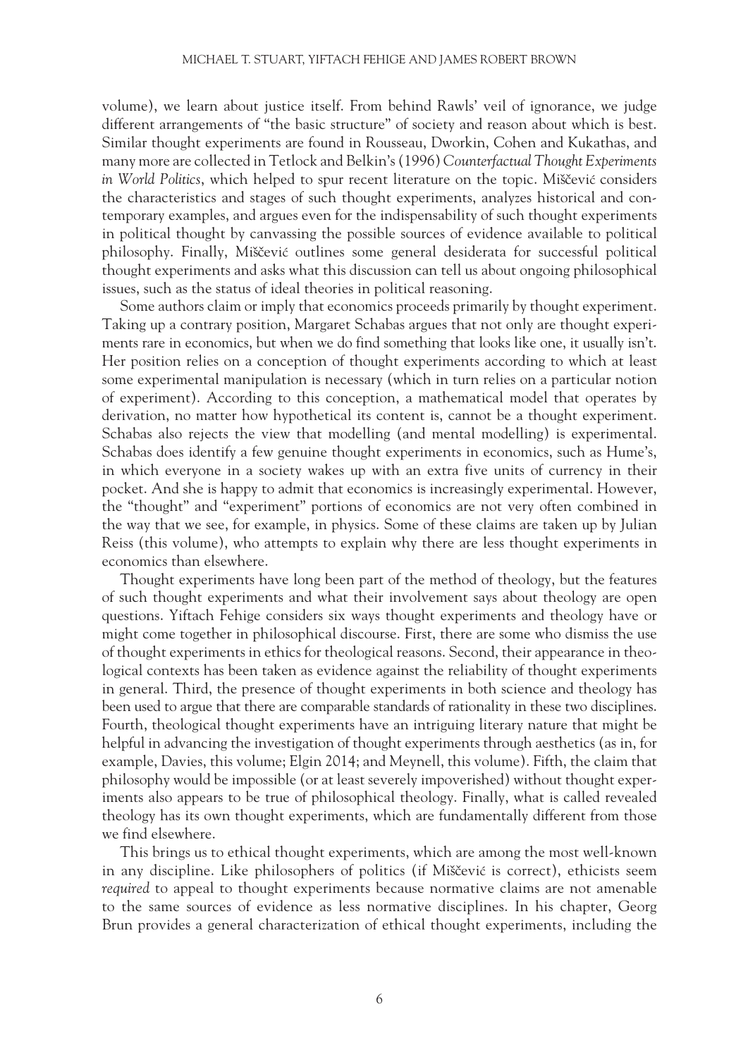volume), we learn about justice itself. From behind Rawls' veil of ignorance, we judge different arrangements of "the basic structure" of society and reason about which is best. Similar thought experiments are found in Rousseau, Dworkin, Cohen and Kukathas, and many more are collected in Tetlock and Belkin's (1996) *Counterfactual Thought Experiments in World Politics*, which helped to spur recent literature on the topic. Miščević considers the characteristics and stages of such thought experiments, analyzes historical and contemporary examples, and argues even for the indispensability of such thought experiments in political thought by canvassing the possible sources of evidence available to political philosophy. Finally, Miščević outlines some general desiderata for successful political thought experiments and asks what this discussion can tell us about ongoing philosophical issues, such as the status of ideal theories in political reasoning.

Some authors claim or imply that economics proceeds primarily by thought experiment. Taking up a contrary position, Margaret Schabas argues that not only are thought experiments rare in economics, but when we do find something that looks like one, it usually isn't. Her position relies on a conception of thought experiments according to which at least some experimental manipulation is necessary (which in turn relies on a particular notion of experiment). According to this conception, a mathematical model that operates by derivation, no matter how hypothetical its content is, cannot be a thought experiment. Schabas also rejects the view that modelling (and mental modelling) is experimental. Schabas does identify a few genuine thought experiments in economics, such as Hume's, in which everyone in a society wakes up with an extra five units of currency in their pocket. And she is happy to admit that economics is increasingly experimental. However, the "thought" and "experiment" portions of economics are not very often combined in the way that we see, for example, in physics. Some of these claims are taken up by Julian Reiss (this volume), who attempts to explain why there are less thought experiments in economics than elsewhere.

Thought experiments have long been part of the method of theology, but the features of such thought experiments and what their involvement says about theology are open questions. Yiftach Fehige considers six ways thought experiments and theology have or might come together in philosophical discourse. First, there are some who dismiss the use of thought experiments in ethics for theological reasons. Second, their appearance in theological contexts has been taken as evidence against the reliability of thought experiments in general. Third, the presence of thought experiments in both science and theology has been used to argue that there are comparable standards of rationality in these two disciplines. Fourth, theological thought experiments have an intriguing literary nature that might be helpful in advancing the investigation of thought experiments through aesthetics (as in, for example, Davies, this volume; Elgin 2014; and Meynell, this volume). Fifth, the claim that philosophy would be impossible (or at least severely impoverished) without thought experiments also appears to be true of philosophical theology. Finally, what is called revealed theology has its own thought experiments, which are fundamentally different from those we find elsewhere.

This brings us to ethical thought experiments, which are among the most well-known in any discipline. Like philosophers of politics (if Miščević is correct), ethicists seem *required* to appeal to thought experiments because normative claims are not amenable to the same sources of evidence as less normative disciplines. In his chapter, Georg Brun provides a general characterization of ethical thought experiments, including the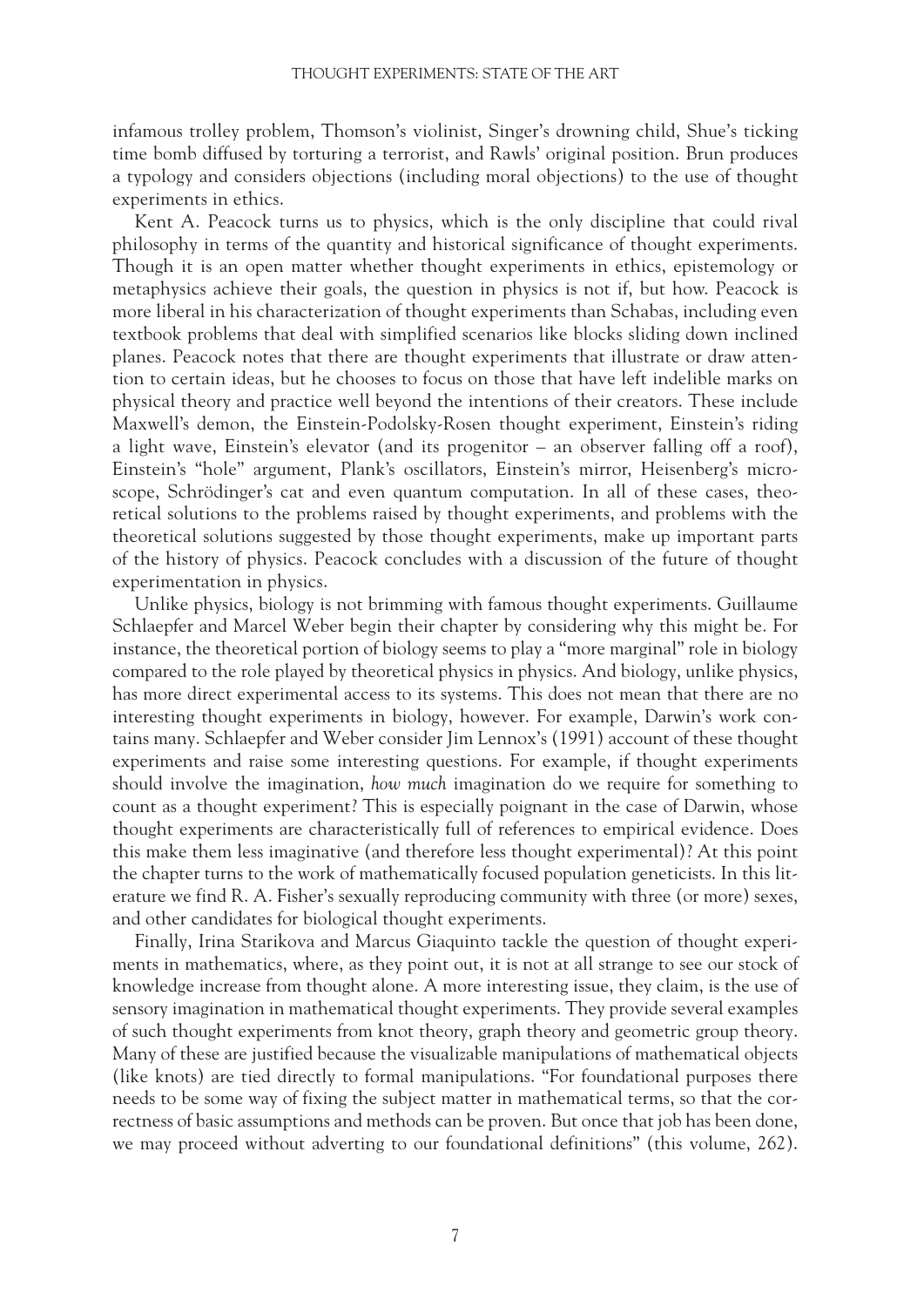infamous trolley problem, Thomson's violinist, Singer's drowning child, Shue's ticking time bomb diffused by torturing a terrorist, and Rawls' original position. Brun produces a typology and considers objections (including moral objections) to the use of thought experiments in ethics.

Kent A. Peacock turns us to physics, which is the only discipline that could rival philosophy in terms of the quantity and historical significance of thought experiments. Though it is an open matter whether thought experiments in ethics, epistemology or metaphysics achieve their goals, the question in physics is not if, but how. Peacock is more liberal in his characterization of thought experiments than Schabas, including even textbook problems that deal with simplified scenarios like blocks sliding down inclined planes. Peacock notes that there are thought experiments that illustrate or draw attention to certain ideas, but he chooses to focus on those that have left indelible marks on physical theory and practice well beyond the intentions of their creators. These include Maxwell's demon, the Einstein-Podolsky-Rosen thought experiment, Einstein's riding a light wave, Einstein's elevator (and its progenitor – an observer falling off a roof), Einstein's "hole" argument, Plank's oscillators, Einstein's mirror, Heisenberg's microscope, Schrödinger's cat and even quantum computation. In all of these cases, theoretical solutions to the problems raised by thought experiments, and problems with the theoretical solutions suggested by those thought experiments, make up important parts of the history of physics. Peacock concludes with a discussion of the future of thought experimentation in physics.

Unlike physics, biology is not brimming with famous thought experiments. Guillaume Schlaepfer and Marcel Weber begin their chapter by considering why this might be. For instance, the theoretical portion of biology seems to play a "more marginal" role in biology compared to the role played by theoretical physics in physics. And biology, unlike physics, has more direct experimental access to its systems. This does not mean that there are no interesting thought experiments in biology, however. For example, Darwin's work contains many. Schlaepfer and Weber consider Jim Lennox's (1991) account of these thought experiments and raise some interesting questions. For example, if thought experiments should involve the imagination, *how much* imagination do we require for something to count as a thought experiment? This is especially poignant in the case of Darwin, whose thought experiments are characteristically full of references to empirical evidence. Does this make them less imaginative (and therefore less thought experimental)? At this point the chapter turns to the work of mathematically focused population geneticists. In this literature we find R. A. Fisher's sexually reproducing community with three (or more) sexes, and other candidates for biological thought experiments.

Finally, Irina Starikova and Marcus Giaquinto tackle the question of thought experiments in mathematics, where, as they point out, it is not at all strange to see our stock of knowledge increase from thought alone. A more interesting issue, they claim, is the use of sensory imagination in mathematical thought experiments. They provide several examples of such thought experiments from knot theory, graph theory and geometric group theory. Many of these are justified because the visualizable manipulations of mathematical objects (like knots) are tied directly to formal manipulations. "For foundational purposes there needs to be some way of fixing the subject matter in mathematical terms, so that the correctness of basic assumptions and methods can be proven. But once that job has been done, we may proceed without adverting to our foundational definitions" (this volume, 262).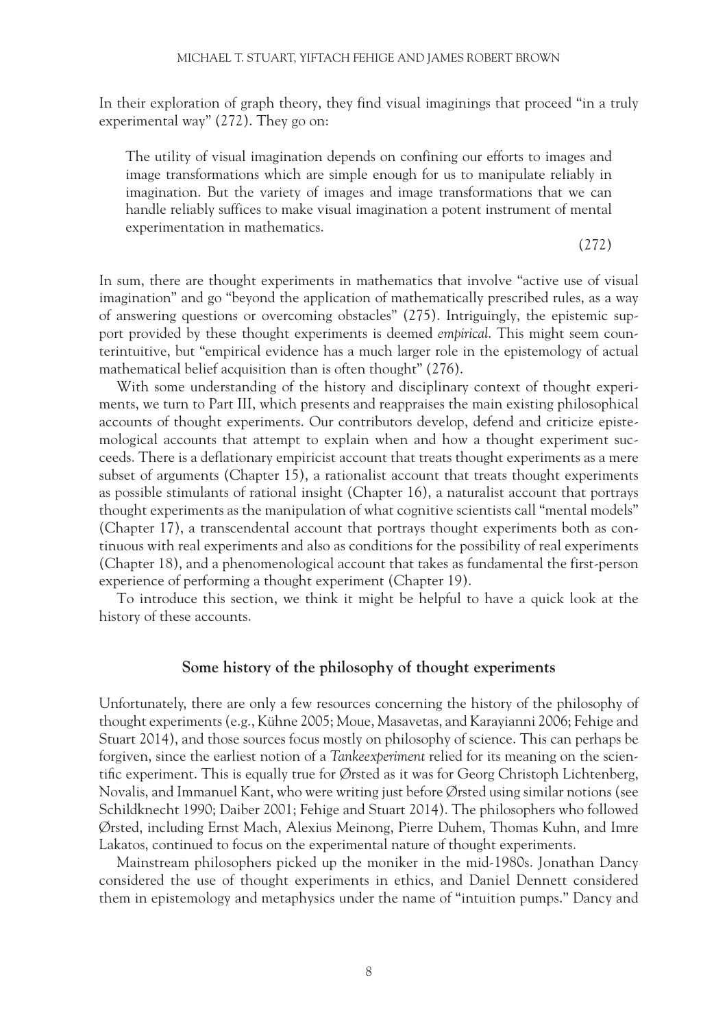In their exploration of graph theory, they find visual imaginings that proceed "in a truly experimental way" (272). They go on:

> The utility of visual imagination depends on confining our efforts to images and image transformations which are simple enough for us to manipulate reliably in imagination. But the variety of images and image transformations that we can handle reliably suffices to make visual imagination a potent instrument of mental experimentation in mathematics.
>
> (272)

In sum, there are thought experiments in mathematics that involve "active use of visual imagination" and go "beyond the application of mathematically prescribed rules, as a way of answering questions or overcoming obstacles" (275). Intriguingly, the epistemic support provided by these thought experiments is deemed *empirical*. This might seem counterintuitive, but "empirical evidence has a much larger role in the epistemology of actual mathematical belief acquisition than is often thought" (276).

With some understanding of the history and disciplinary context of thought experiments, we turn to Part III, which presents and reappraises the main existing philosophical accounts of thought experiments. Our contributors develop, defend and criticize epistemological accounts that attempt to explain when and how a thought experiment succeeds. There is a deflationary empiricist account that treats thought experiments as a mere subset of arguments (Chapter 15), a rationalist account that treats thought experiments as possible stimulants of rational insight (Chapter 16), a naturalist account that portrays thought experiments as the manipulation of what cognitive scientists call "mental models" (Chapter 17), a transcendental account that portrays thought experiments both as continuous with real experiments and also as conditions for the possibility of real experiments (Chapter 18), and a phenomenological account that takes as fundamental the first-person experience of performing a thought experiment (Chapter 19).

To introduce this section, we think it might be helpful to have a quick look at the history of these accounts.

## Some history of the philosophy of thought experiments

Unfortunately, there are only a few resources concerning the history of the philosophy of thought experiments (e.g., Kühne 2005; Moue, Masavetas, and Karayianni 2006; Fehige and Stuart 2014), and those sources focus mostly on philosophy of science. This can perhaps be forgiven, since the earliest notion of a *Tankeexperiment* relied for its meaning on the scientific experiment. This is equally true for Ørsted as it was for Georg Christoph Lichtenberg, Novalis, and Immanuel Kant, who were writing just before Ørsted using similar notions (see Schildknecht 1990; Daiber 2001; Fehige and Stuart 2014). The philosophers who followed Ørsted, including Ernst Mach, Alexius Meinong, Pierre Duhem, Thomas Kuhn, and Imre Lakatos, continued to focus on the experimental nature of thought experiments.

Mainstream philosophers picked up the moniker in the mid-1980s. Jonathan Dancy considered the use of thought experiments in ethics, and Daniel Dennett considered them in epistemology and metaphysics under the name of "intuition pumps." Dancy and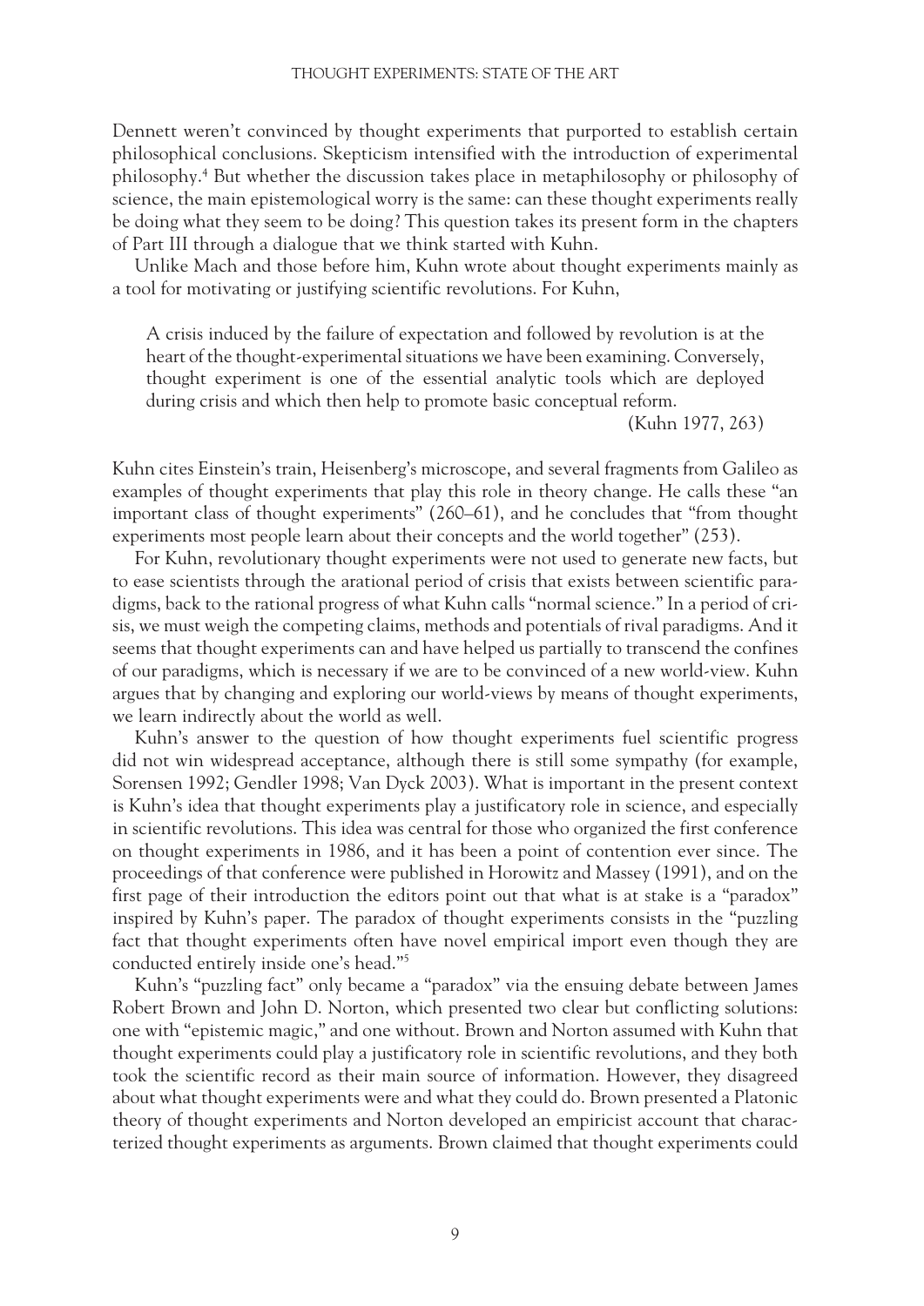Dennett weren't convinced by thought experiments that purported to establish certain philosophical conclusions. Skepticism intensified with the introduction of experimental philosophy.[4] But whether the discussion takes place in metaphilosophy or philosophy of science, the main epistemological worry is the same: can these thought experiments really be doing what they seem to be doing? This question takes its present form in the chapters of Part III through a dialogue that we think started with Kuhn.

Unlike Mach and those before him, Kuhn wrote about thought experiments mainly as a tool for motivating or justifying scientific revolutions. For Kuhn,

> A crisis induced by the failure of expectation and followed by revolution is at the heart of the thought-experimental situations we have been examining. Conversely, thought experiment is one of the essential analytic tools which are deployed during crisis and which then help to promote basic conceptual reform.
>
> (Kuhn 1977, 263)

Kuhn cites Einstein's train, Heisenberg's microscope, and several fragments from Galileo as examples of thought experiments that play this role in theory change. He calls these "an important class of thought experiments" (260–61), and he concludes that "from thought experiments most people learn about their concepts and the world together" (253).

For Kuhn, revolutionary thought experiments were not used to generate new facts, but to ease scientists through the arational period of crisis that exists between scientific paradigms, back to the rational progress of what Kuhn calls "normal science." In a period of crisis, we must weigh the competing claims, methods and potentials of rival paradigms. And it seems that thought experiments can and have helped us partially to transcend the confines of our paradigms, which is necessary if we are to be convinced of a new world-view. Kuhn argues that by changing and exploring our world-views by means of thought experiments, we learn indirectly about the world as well.

Kuhn's answer to the question of how thought experiments fuel scientific progress did not win widespread acceptance, although there is still some sympathy (for example, Sorensen 1992; Gendler 1998; Van Dyck 2003). What is important in the present context is Kuhn's idea that thought experiments play a justificatory role in science, and especially in scientific revolutions. This idea was central for those who organized the first conference on thought experiments in 1986, and it has been a point of contention ever since. The proceedings of that conference were published in Horowitz and Massey (1991), and on the first page of their introduction the editors point out that what is at stake is a "paradox" inspired by Kuhn's paper. The paradox of thought experiments consists in the "puzzling fact that thought experiments often have novel empirical import even though they are conducted entirely inside one's head."[5]

Kuhn's "puzzling fact" only became a "paradox" via the ensuing debate between James Robert Brown and John D. Norton, which presented two clear but conflicting solutions: one with "epistemic magic," and one without. Brown and Norton assumed with Kuhn that thought experiments could play a justificatory role in scientific revolutions, and they both took the scientific record as their main source of information. However, they disagreed about what thought experiments were and what they could do. Brown presented a Platonic theory of thought experiments and Norton developed an empiricist account that characterized thought experiments as arguments. Brown claimed that thought experiments could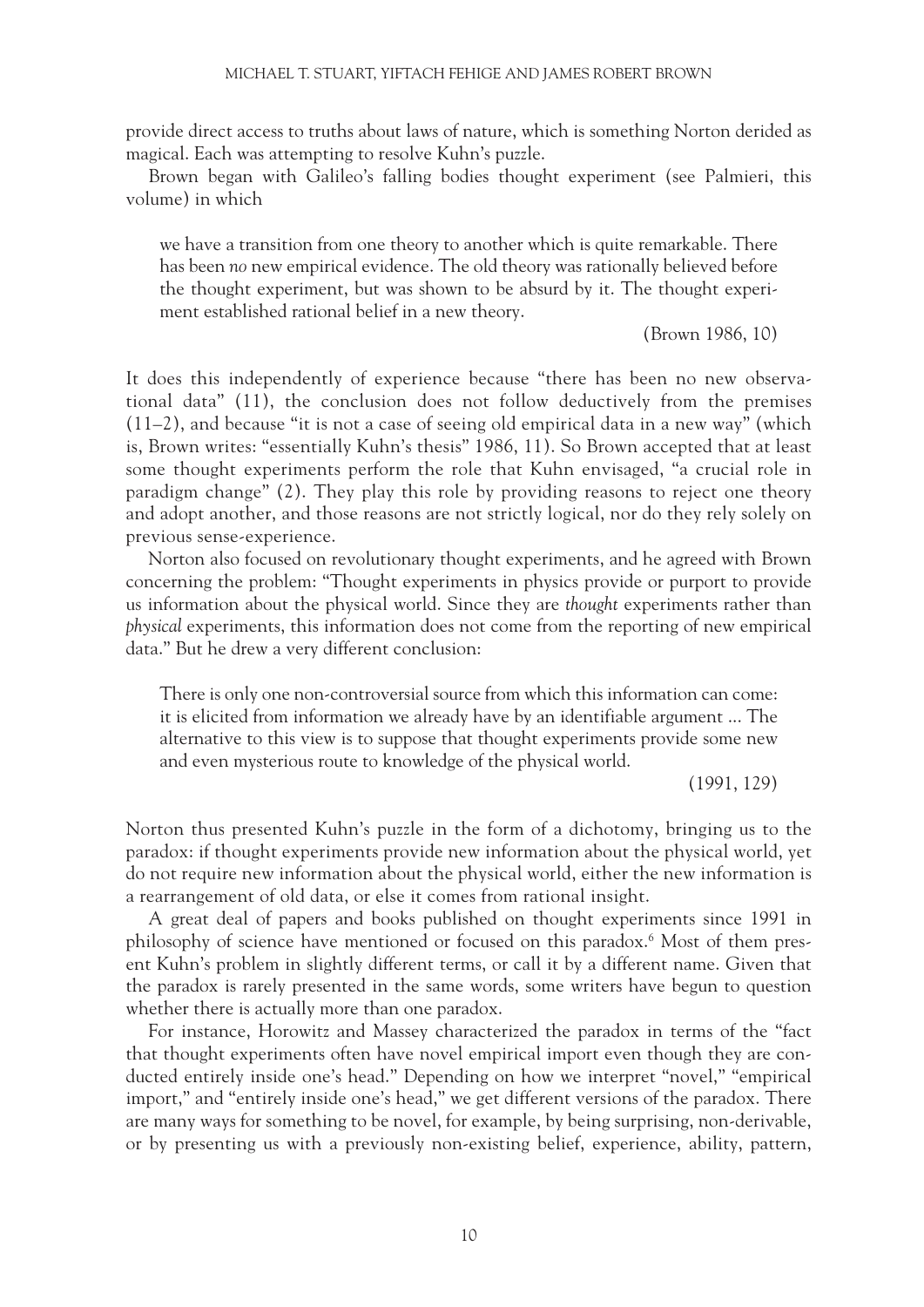provide direct access to truths about laws of nature, which is something Norton derided as magical. Each was attempting to resolve Kuhn's puzzle.

Brown began with Galileo's falling bodies thought experiment (see Palmieri, this volume) in which

> we have a transition from one theory to another which is quite remarkable. There has been *no* new empirical evidence. The old theory was rationally believed before the thought experiment, but was shown to be absurd by it. The thought experiment established rational belief in a new theory.
>
> (Brown 1986, 10)

It does this independently of experience because "there has been no new observational data" (11), the conclusion does not follow deductively from the premises (11–2), and because "it is not a case of seeing old empirical data in a new way" (which is, Brown writes: "essentially Kuhn's thesis" 1986, 11). So Brown accepted that at least some thought experiments perform the role that Kuhn envisaged, "a crucial role in paradigm change" (2). They play this role by providing reasons to reject one theory and adopt another, and those reasons are not strictly logical, nor do they rely solely on previous sense-experience.

Norton also focused on revolutionary thought experiments, and he agreed with Brown concerning the problem: "Thought experiments in physics provide or purport to provide us information about the physical world. Since they are *thought* experiments rather than *physical* experiments, this information does not come from the reporting of new empirical data." But he drew a very different conclusion:

> There is only one non-controversial source from which this information can come: it is elicited from information we already have by an identifiable argument ... The alternative to this view is to suppose that thought experiments provide some new and even mysterious route to knowledge of the physical world.
>
> (1991, 129)

Norton thus presented Kuhn's puzzle in the form of a dichotomy, bringing us to the paradox: if thought experiments provide new information about the physical world, yet do not require new information about the physical world, either the new information is a rearrangement of old data, or else it comes from rational insight.

A great deal of papers and books published on thought experiments since 1991 in philosophy of science have mentioned or focused on this paradox.[6] Most of them present Kuhn's problem in slightly different terms, or call it by a different name. Given that the paradox is rarely presented in the same words, some writers have begun to question whether there is actually more than one paradox.

For instance, Horowitz and Massey characterized the paradox in terms of the "fact that thought experiments often have novel empirical import even though they are conducted entirely inside one's head." Depending on how we interpret "novel," "empirical import," and "entirely inside one's head," we get different versions of the paradox. There are many ways for something to be novel, for example, by being surprising, non-derivable, or by presenting us with a previously non-existing belief, experience, ability, pattern,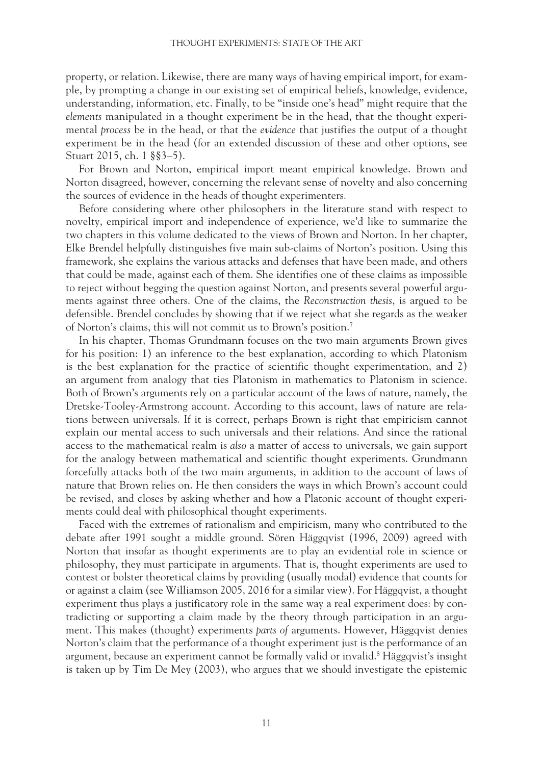property, or relation. Likewise, there are many ways of having empirical import, for example, by prompting a change in our existing set of empirical beliefs, knowledge, evidence, understanding, information, etc. Finally, to be "inside one's head" might require that the *elements* manipulated in a thought experiment be in the head, that the thought experimental *process* be in the head, or that the *evidence* that justifies the output of a thought experiment be in the head (for an extended discussion of these and other options, see Stuart 2015, ch. 1 §§3–5).

For Brown and Norton, empirical import meant empirical knowledge. Brown and Norton disagreed, however, concerning the relevant sense of novelty and also concerning the sources of evidence in the heads of thought experimenters.

Before considering where other philosophers in the literature stand with respect to novelty, empirical import and independence of experience, we'd like to summarize the two chapters in this volume dedicated to the views of Brown and Norton. In her chapter, Elke Brendel helpfully distinguishes five main sub-claims of Norton's position. Using this framework, she explains the various attacks and defenses that have been made, and others that could be made, against each of them. She identifies one of these claims as impossible to reject without begging the question against Norton, and presents several powerful arguments against three others. One of the claims, the *Reconstruction thesis*, is argued to be defensible. Brendel concludes by showing that if we reject what she regards as the weaker of Norton's claims, this will not commit us to Brown's position.[7]

In his chapter, Thomas Grundmann focuses on the two main arguments Brown gives for his position: 1) an inference to the best explanation, according to which Platonism is the best explanation for the practice of scientific thought experimentation, and 2) an argument from analogy that ties Platonism in mathematics to Platonism in science. Both of Brown's arguments rely on a particular account of the laws of nature, namely, the Dretske-Tooley-Armstrong account. According to this account, laws of nature are relations between universals. If it is correct, perhaps Brown is right that empiricism cannot explain our mental access to such universals and their relations. And since the rational access to the mathematical realm is *also* a matter of access to universals, we gain support for the analogy between mathematical and scientific thought experiments. Grundmann forcefully attacks both of the two main arguments, in addition to the account of laws of nature that Brown relies on. He then considers the ways in which Brown's account could be revised, and closes by asking whether and how a Platonic account of thought experiments could deal with philosophical thought experiments.

Faced with the extremes of rationalism and empiricism, many who contributed to the debate after 1991 sought a middle ground. Sören Häggqvist (1996, 2009) agreed with Norton that insofar as thought experiments are to play an evidential role in science or philosophy, they must participate in arguments. That is, thought experiments are used to contest or bolster theoretical claims by providing (usually modal) evidence that counts for or against a claim (see Williamson 2005, 2016 for a similar view). For Häggqvist, a thought experiment thus plays a justificatory role in the same way a real experiment does: by contradicting or supporting a claim made by the theory through participation in an argument. This makes (thought) experiments *parts of* arguments. However, Häggqvist denies Norton's claim that the performance of a thought experiment just is the performance of an argument, because an experiment cannot be formally valid or invalid.[8] Häggqvist's insight is taken up by Tim De Mey (2003), who argues that we should investigate the epistemic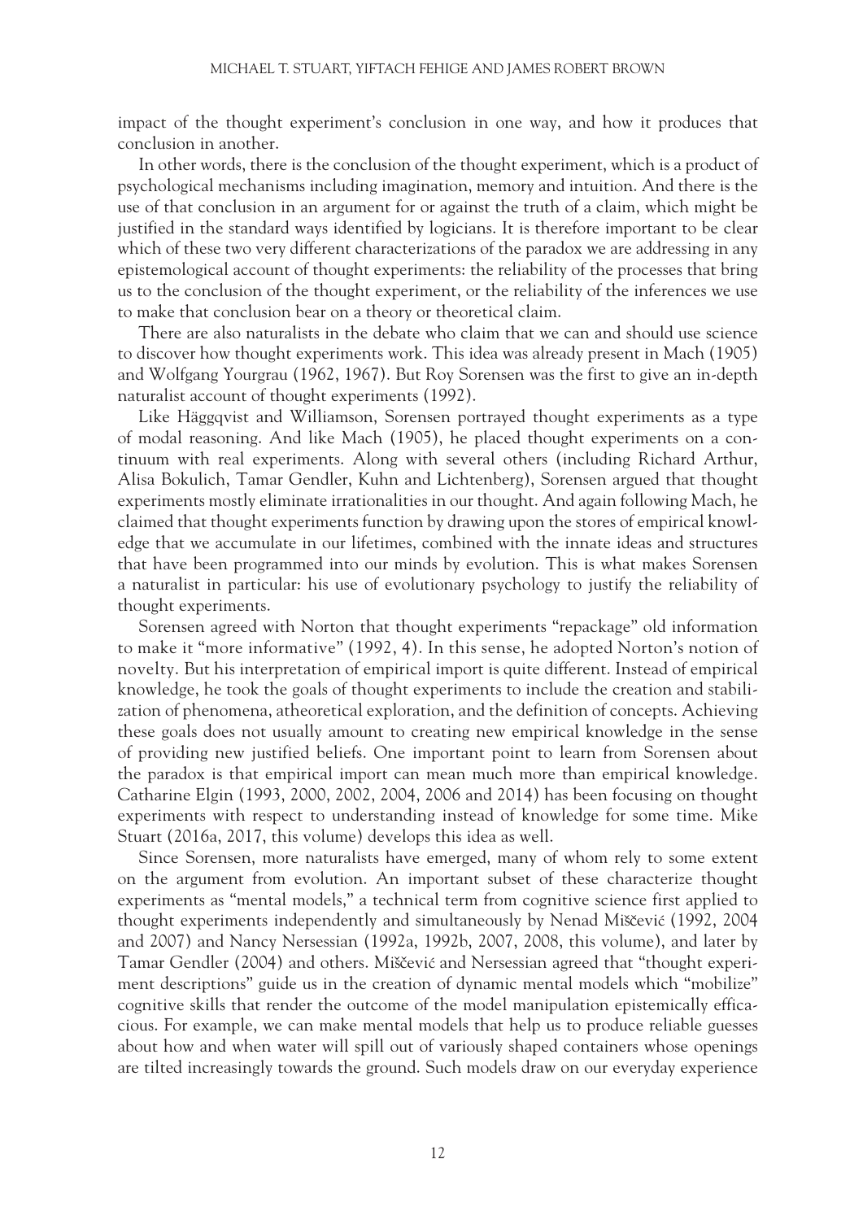impact of the thought experiment's conclusion in one way, and how it produces that conclusion in another.

In other words, there is the conclusion of the thought experiment, which is a product of psychological mechanisms including imagination, memory and intuition. And there is the use of that conclusion in an argument for or against the truth of a claim, which might be justified in the standard ways identified by logicians. It is therefore important to be clear which of these two very different characterizations of the paradox we are addressing in any epistemological account of thought experiments: the reliability of the processes that bring us to the conclusion of the thought experiment, or the reliability of the inferences we use to make that conclusion bear on a theory or theoretical claim.

There are also naturalists in the debate who claim that we can and should use science to discover how thought experiments work. This idea was already present in Mach (1905) and Wolfgang Yourgrau (1962, 1967). But Roy Sorensen was the first to give an in-depth naturalist account of thought experiments (1992).

Like Häggqvist and Williamson, Sorensen portrayed thought experiments as a type of modal reasoning. And like Mach (1905), he placed thought experiments on a continuum with real experiments. Along with several others (including Richard Arthur, Alisa Bokulich, Tamar Gendler, Kuhn and Lichtenberg), Sorensen argued that thought experiments mostly eliminate irrationalities in our thought. And again following Mach, he claimed that thought experiments function by drawing upon the stores of empirical knowledge that we accumulate in our lifetimes, combined with the innate ideas and structures that have been programmed into our minds by evolution. This is what makes Sorensen a naturalist in particular: his use of evolutionary psychology to justify the reliability of thought experiments.

Sorensen agreed with Norton that thought experiments "repackage" old information to make it "more informative" (1992, 4). In this sense, he adopted Norton's notion of novelty. But his interpretation of empirical import is quite different. Instead of empirical knowledge, he took the goals of thought experiments to include the creation and stabilization of phenomena, atheoretical exploration, and the definition of concepts. Achieving these goals does not usually amount to creating new empirical knowledge in the sense of providing new justified beliefs. One important point to learn from Sorensen about the paradox is that empirical import can mean much more than empirical knowledge. Catharine Elgin (1993, 2000, 2002, 2004, 2006 and 2014) has been focusing on thought experiments with respect to understanding instead of knowledge for some time. Mike Stuart (2016a, 2017, this volume) develops this idea as well.

Since Sorensen, more naturalists have emerged, many of whom rely to some extent on the argument from evolution. An important subset of these characterize thought experiments as "mental models," a technical term from cognitive science first applied to thought experiments independently and simultaneously by Nenad Miščević (1992, 2004 and 2007) and Nancy Nersessian (1992a, 1992b, 2007, 2008, this volume), and later by Tamar Gendler (2004) and others. Miščević and Nersessian agreed that "thought experiment descriptions" guide us in the creation of dynamic mental models which "mobilize" cognitive skills that render the outcome of the model manipulation epistemically efficacious. For example, we can make mental models that help us to produce reliable guesses about how and when water will spill out of variously shaped containers whose openings are tilted increasingly towards the ground. Such models draw on our everyday experience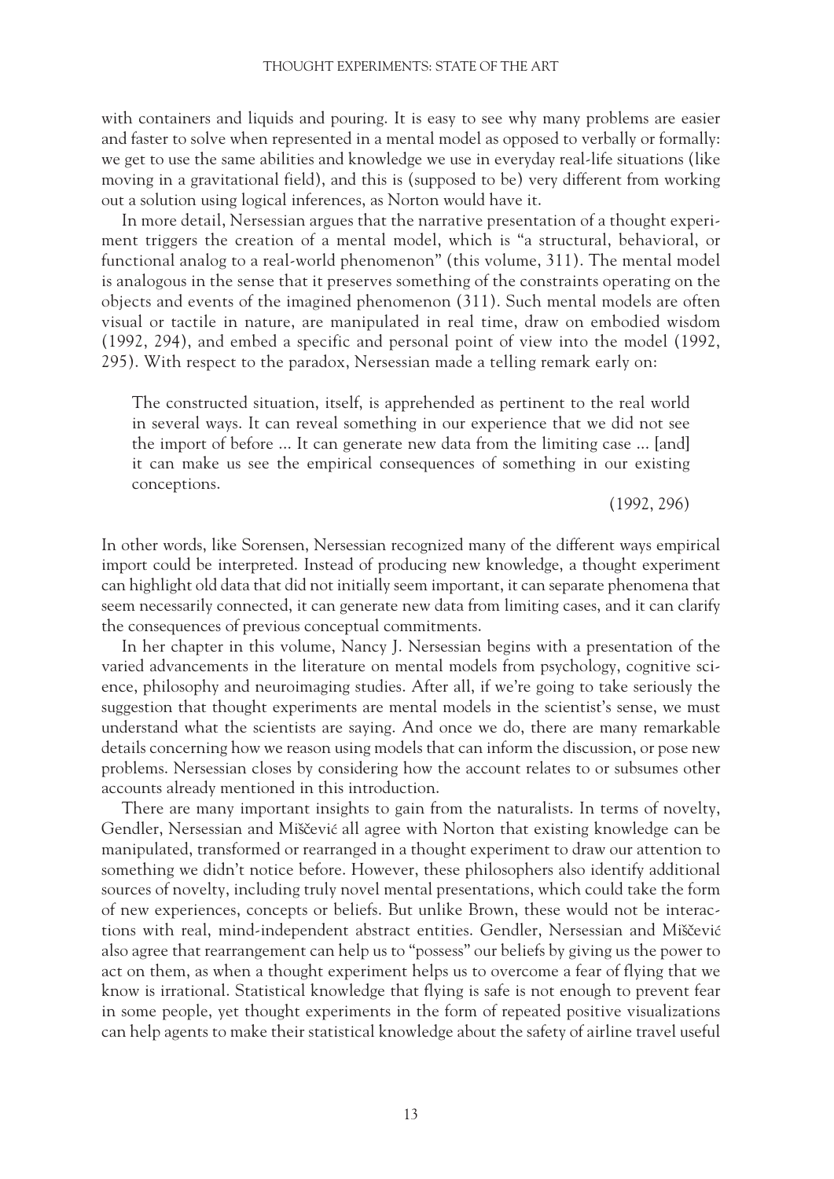with containers and liquids and pouring. It is easy to see why many problems are easier and faster to solve when represented in a mental model as opposed to verbally or formally: we get to use the same abilities and knowledge we use in everyday real-life situations (like moving in a gravitational field), and this is (supposed to be) very different from working out a solution using logical inferences, as Norton would have it.

In more detail, Nersessian argues that the narrative presentation of a thought experiment triggers the creation of a mental model, which is "a structural, behavioral, or functional analog to a real-world phenomenon" (this volume, 311). The mental model is analogous in the sense that it preserves something of the constraints operating on the objects and events of the imagined phenomenon (311). Such mental models are often visual or tactile in nature, are manipulated in real time, draw on embodied wisdom (1992, 294), and embed a specific and personal point of view into the model (1992, 295). With respect to the paradox, Nersessian made a telling remark early on:

> The constructed situation, itself, is apprehended as pertinent to the real world in several ways. It can reveal something in our experience that we did not see the import of before ... It can generate new data from the limiting case ... [and] it can make us see the empirical consequences of something in our existing conceptions.
>
> (1992, 296)

In other words, like Sorensen, Nersessian recognized many of the different ways empirical import could be interpreted. Instead of producing new knowledge, a thought experiment can highlight old data that did not initially seem important, it can separate phenomena that seem necessarily connected, it can generate new data from limiting cases, and it can clarify the consequences of previous conceptual commitments.

In her chapter in this volume, Nancy J. Nersessian begins with a presentation of the varied advancements in the literature on mental models from psychology, cognitive science, philosophy and neuroimaging studies. After all, if we're going to take seriously the suggestion that thought experiments are mental models in the scientist's sense, we must understand what the scientists are saying. And once we do, there are many remarkable details concerning how we reason using models that can inform the discussion, or pose new problems. Nersessian closes by considering how the account relates to or subsumes other accounts already mentioned in this introduction.

There are many important insights to gain from the naturalists. In terms of novelty, Gendler, Nersessian and Miščević all agree with Norton that existing knowledge can be manipulated, transformed or rearranged in a thought experiment to draw our attention to something we didn't notice before. However, these philosophers also identify additional sources of novelty, including truly novel mental presentations, which could take the form of new experiences, concepts or beliefs. But unlike Brown, these would not be interactions with real, mind-independent abstract entities. Gendler, Nersessian and Miščević also agree that rearrangement can help us to "possess" our beliefs by giving us the power to act on them, as when a thought experiment helps us to overcome a fear of flying that we know is irrational. Statistical knowledge that flying is safe is not enough to prevent fear in some people, yet thought experiments in the form of repeated positive visualizations can help agents to make their statistical knowledge about the safety of airline travel useful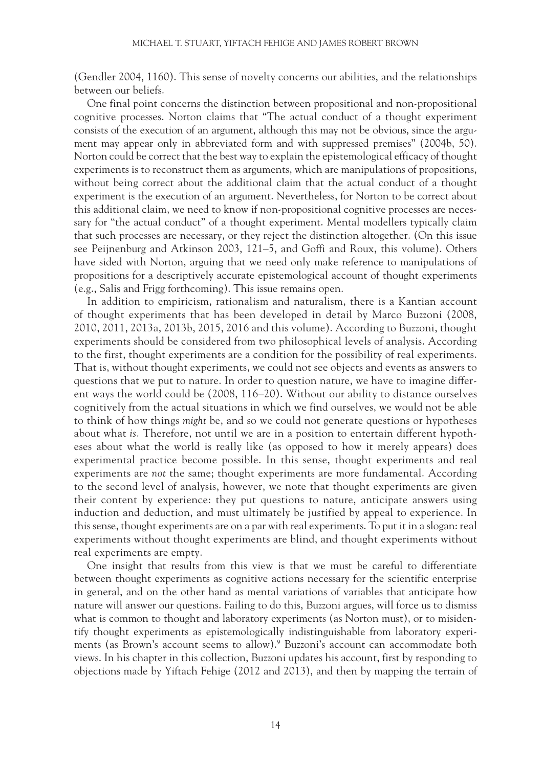(Gendler 2004, 1160). This sense of novelty concerns our abilities, and the relationships between our beliefs.

One final point concerns the distinction between propositional and non-propositional cognitive processes. Norton claims that "The actual conduct of a thought experiment consists of the execution of an argument, although this may not be obvious, since the argument may appear only in abbreviated form and with suppressed premises" (2004b, 50). Norton could be correct that the best way to explain the epistemological efficacy of thought experiments is to reconstruct them as arguments, which are manipulations of propositions, without being correct about the additional claim that the actual conduct of a thought experiment is the execution of an argument. Nevertheless, for Norton to be correct about this additional claim, we need to know if non-propositional cognitive processes are necessary for "the actual conduct" of a thought experiment. Mental modellers typically claim that such processes are necessary, or they reject the distinction altogether. (On this issue see Peijnenburg and Atkinson 2003, 121–5, and Goffi and Roux, this volume). Others have sided with Norton, arguing that we need only make reference to manipulations of propositions for a descriptively accurate epistemological account of thought experiments (e.g., Salis and Frigg forthcoming). This issue remains open.

In addition to empiricism, rationalism and naturalism, there is a Kantian account of thought experiments that has been developed in detail by Marco Buzzoni (2008, 2010, 2011, 2013a, 2013b, 2015, 2016 and this volume). According to Buzzoni, thought experiments should be considered from two philosophical levels of analysis. According to the first, thought experiments are a condition for the possibility of real experiments. That is, without thought experiments, we could not see objects and events as answers to questions that we put to nature. In order to question nature, we have to imagine different ways the world could be (2008, 116–20). Without our ability to distance ourselves cognitively from the actual situations in which we find ourselves, we would not be able to think of how things *might* be, and so we could not generate questions or hypotheses about what *is*. Therefore, not until we are in a position to entertain different hypotheses about what the world is really like (as opposed to how it merely appears) does experimental practice become possible. In this sense, thought experiments and real experiments are *not* the same; thought experiments are more fundamental. According to the second level of analysis, however, we note that thought experiments are given their content by experience: they put questions to nature, anticipate answers using induction and deduction, and must ultimately be justified by appeal to experience. In this sense, thought experiments are on a par with real experiments. To put it in a slogan: real experiments without thought experiments are blind, and thought experiments without real experiments are empty.

One insight that results from this view is that we must be careful to differentiate between thought experiments as cognitive actions necessary for the scientific enterprise in general, and on the other hand as mental variations of variables that anticipate how nature will answer our questions. Failing to do this, Buzzoni argues, will force us to dismiss what is common to thought and laboratory experiments (as Norton must), or to misidentify thought experiments as epistemologically indistinguishable from laboratory experiments (as Brown's account seems to allow).[9] Buzzoni's account can accommodate both views. In his chapter in this collection, Buzzoni updates his account, first by responding to objections made by Yiftach Fehige (2012 and 2013), and then by mapping the terrain of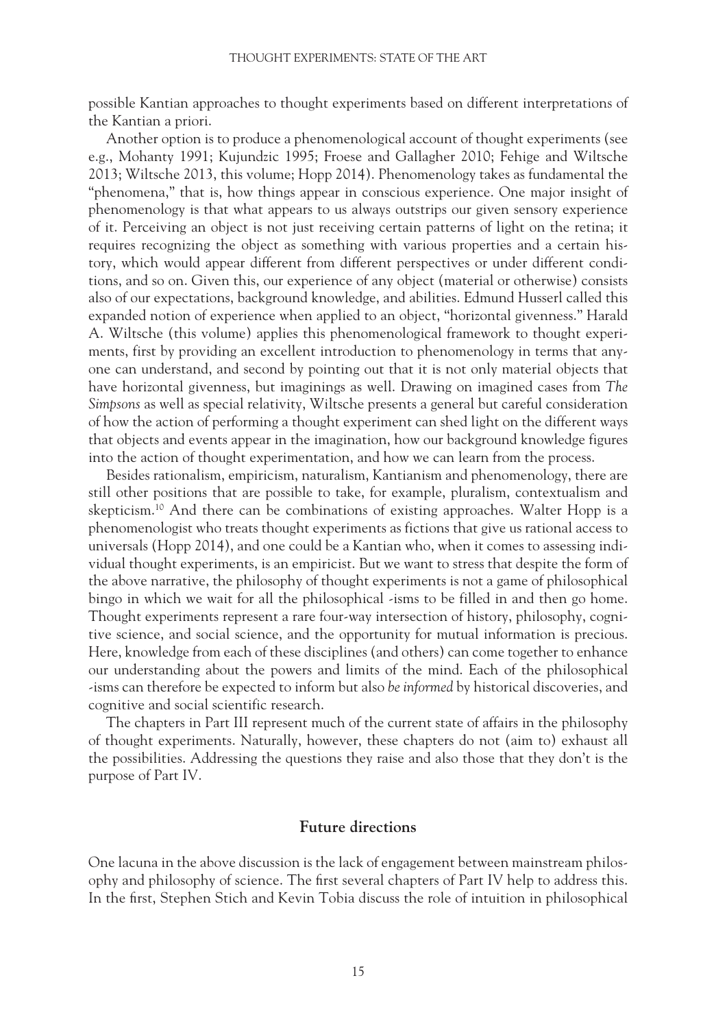possible Kantian approaches to thought experiments based on different interpretations of the Kantian a priori.

Another option is to produce a phenomenological account of thought experiments (see e.g., Mohanty 1991; Kujundzic 1995; Froese and Gallagher 2010; Fehige and Wiltsche 2013; Wiltsche 2013, this volume; Hopp 2014). Phenomenology takes as fundamental the "phenomena," that is, how things appear in conscious experience. One major insight of phenomenology is that what appears to us always outstrips our given sensory experience of it. Perceiving an object is not just receiving certain patterns of light on the retina; it requires recognizing the object as something with various properties and a certain history, which would appear different from different perspectives or under different conditions, and so on. Given this, our experience of any object (material or otherwise) consists also of our expectations, background knowledge, and abilities. Edmund Husserl called this expanded notion of experience when applied to an object, "horizontal givenness." Harald A. Wiltsche (this volume) applies this phenomenological framework to thought experiments, first by providing an excellent introduction to phenomenology in terms that anyone can understand, and second by pointing out that it is not only material objects that have horizontal givenness, but imaginings as well. Drawing on imagined cases from *The Simpsons* as well as special relativity, Wiltsche presents a general but careful consideration of how the action of performing a thought experiment can shed light on the different ways that objects and events appear in the imagination, how our background knowledge figures into the action of thought experimentation, and how we can learn from the process.

Besides rationalism, empiricism, naturalism, Kantianism and phenomenology, there are still other positions that are possible to take, for example, pluralism, contextualism and skepticism.[10] And there can be combinations of existing approaches. Walter Hopp is a phenomenologist who treats thought experiments as fictions that give us rational access to universals (Hopp 2014), and one could be a Kantian who, when it comes to assessing individual thought experiments, is an empiricist. But we want to stress that despite the form of the above narrative, the philosophy of thought experiments is not a game of philosophical bingo in which we wait for all the philosophical -isms to be filled in and then go home. Thought experiments represent a rare four-way intersection of history, philosophy, cognitive science, and social science, and the opportunity for mutual information is precious. Here, knowledge from each of these disciplines (and others) can come together to enhance our understanding about the powers and limits of the mind. Each of the philosophical -isms can therefore be expected to inform but also *be informed* by historical discoveries, and cognitive and social scientific research.

The chapters in Part III represent much of the current state of affairs in the philosophy of thought experiments. Naturally, however, these chapters do not (aim to) exhaust all the possibilities. Addressing the questions they raise and also those that they don't is the purpose of Part IV.

## Future directions

One lacuna in the above discussion is the lack of engagement between mainstream philosophy and philosophy of science. The first several chapters of Part IV help to address this. In the first, Stephen Stich and Kevin Tobia discuss the role of intuition in philosophical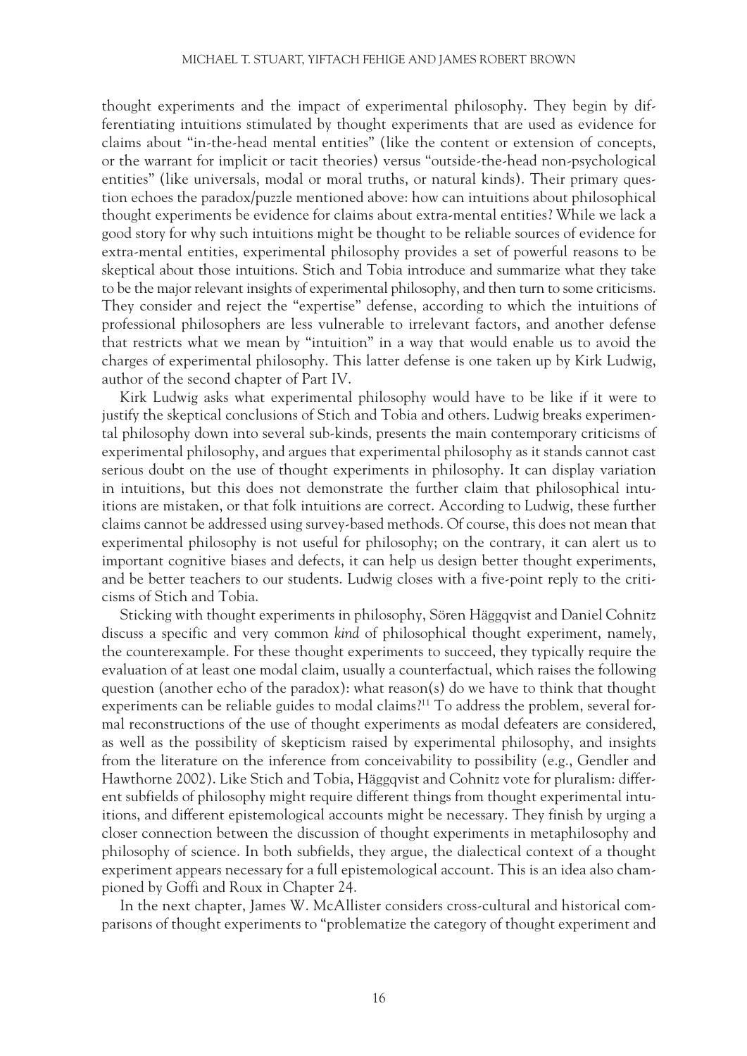thought experiments and the impact of experimental philosophy. They begin by differentiating intuitions stimulated by thought experiments that are used as evidence for claims about "in-the-head mental entities" (like the content or extension of concepts, or the warrant for implicit or tacit theories) versus "outside-the-head non-psychological entities" (like universals, modal or moral truths, or natural kinds). Their primary question echoes the paradox/puzzle mentioned above: how can intuitions about philosophical thought experiments be evidence for claims about extra-mental entities? While we lack a good story for why such intuitions might be thought to be reliable sources of evidence for extra-mental entities, experimental philosophy provides a set of powerful reasons to be skeptical about those intuitions. Stich and Tobia introduce and summarize what they take to be the major relevant insights of experimental philosophy, and then turn to some criticisms. They consider and reject the "expertise" defense, according to which the intuitions of professional philosophers are less vulnerable to irrelevant factors, and another defense that restricts what we mean by "intuition" in a way that would enable us to avoid the charges of experimental philosophy. This latter defense is one taken up by Kirk Ludwig, author of the second chapter of Part IV.

Kirk Ludwig asks what experimental philosophy would have to be like if it were to justify the skeptical conclusions of Stich and Tobia and others. Ludwig breaks experimental philosophy down into several sub-kinds, presents the main contemporary criticisms of experimental philosophy, and argues that experimental philosophy as it stands cannot cast serious doubt on the use of thought experiments in philosophy. It can display variation in intuitions, but this does not demonstrate the further claim that philosophical intuitions are mistaken, or that folk intuitions are correct. According to Ludwig, these further claims cannot be addressed using survey-based methods. Of course, this does not mean that experimental philosophy is not useful for philosophy; on the contrary, it can alert us to important cognitive biases and defects, it can help us design better thought experiments, and be better teachers to our students. Ludwig closes with a five-point reply to the criticisms of Stich and Tobia.

Sticking with thought experiments in philosophy, Sören Häggqvist and Daniel Cohnitz discuss a specific and very common *kind* of philosophical thought experiment, namely, the counterexample. For these thought experiments to succeed, they typically require the evaluation of at least one modal claim, usually a counterfactual, which raises the following question (another echo of the paradox): what reason(s) do we have to think that thought experiments can be reliable guides to modal claims?[11] To address the problem, several formal reconstructions of the use of thought experiments as modal defeaters are considered, as well as the possibility of skepticism raised by experimental philosophy, and insights from the literature on the inference from conceivability to possibility (e.g., Gendler and Hawthorne 2002). Like Stich and Tobia, Häggqvist and Cohnitz vote for pluralism: different subfields of philosophy might require different things from thought experimental intuitions, and different epistemological accounts might be necessary. They finish by urging a closer connection between the discussion of thought experiments in metaphilosophy and philosophy of science. In both subfields, they argue, the dialectical context of a thought experiment appears necessary for a full epistemological account. This is an idea also championed by Goffi and Roux in Chapter 24.

In the next chapter, James W. McAllister considers cross-cultural and historical comparisons of thought experiments to "problematize the category of thought experiment and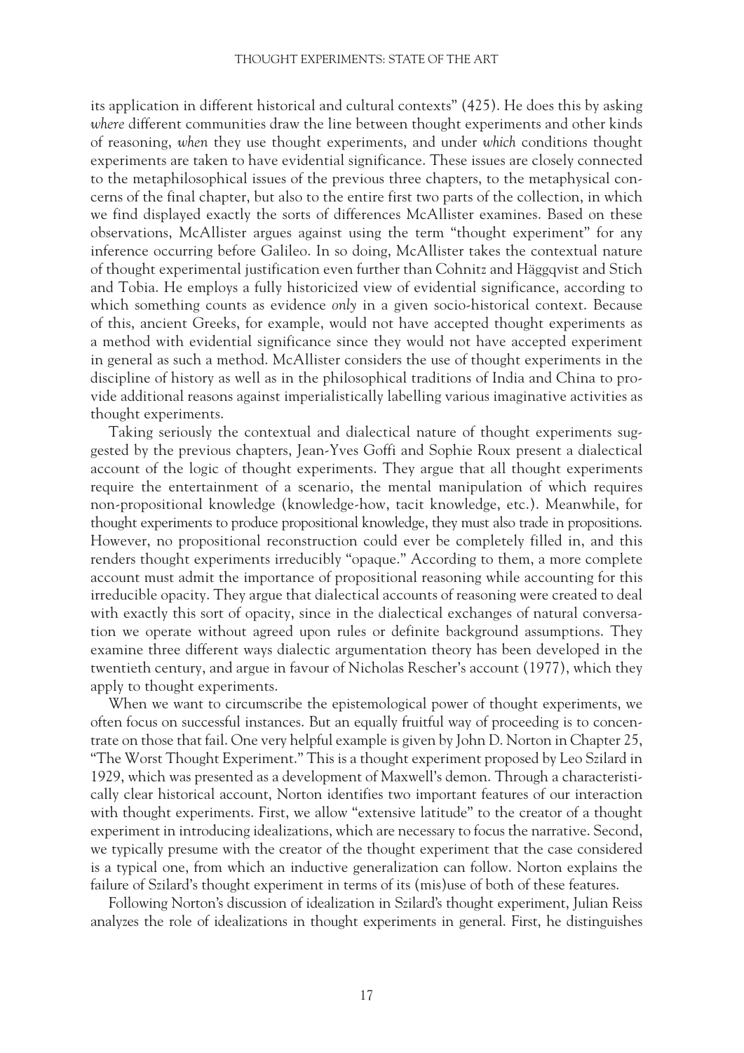its application in different historical and cultural contexts" (425). He does this by asking *where* different communities draw the line between thought experiments and other kinds of reasoning, *when* they use thought experiments, and under *which* conditions thought experiments are taken to have evidential significance. These issues are closely connected to the metaphilosophical issues of the previous three chapters, to the metaphysical concerns of the final chapter, but also to the entire first two parts of the collection, in which we find displayed exactly the sorts of differences McAllister examines. Based on these observations, McAllister argues against using the term "thought experiment" for any inference occurring before Galileo. In so doing, McAllister takes the contextual nature of thought experimental justification even further than Cohnitz and Häggqvist and Stich and Tobia. He employs a fully historicized view of evidential significance, according to which something counts as evidence *only* in a given socio-historical context. Because of this, ancient Greeks, for example, would not have accepted thought experiments as a method with evidential significance since they would not have accepted experiment in general as such a method. McAllister considers the use of thought experiments in the discipline of history as well as in the philosophical traditions of India and China to provide additional reasons against imperialistically labelling various imaginative activities as thought experiments.

Taking seriously the contextual and dialectical nature of thought experiments suggested by the previous chapters, Jean-Yves Goffi and Sophie Roux present a dialectical account of the logic of thought experiments. They argue that all thought experiments require the entertainment of a scenario, the mental manipulation of which requires non-propositional knowledge (knowledge-how, tacit knowledge, etc.). Meanwhile, for thought experiments to produce propositional knowledge, they must also trade in propositions. However, no propositional reconstruction could ever be completely filled in, and this renders thought experiments irreducibly "opaque." According to them, a more complete account must admit the importance of propositional reasoning while accounting for this irreducible opacity. They argue that dialectical accounts of reasoning were created to deal with exactly this sort of opacity, since in the dialectical exchanges of natural conversation we operate without agreed upon rules or definite background assumptions. They examine three different ways dialectic argumentation theory has been developed in the twentieth century, and argue in favour of Nicholas Rescher's account (1977), which they apply to thought experiments.

When we want to circumscribe the epistemological power of thought experiments, we often focus on successful instances. But an equally fruitful way of proceeding is to concentrate on those that fail. One very helpful example is given by John D. Norton in Chapter 25, "The Worst Thought Experiment." This is a thought experiment proposed by Leo Szilard in 1929, which was presented as a development of Maxwell's demon. Through a characteristically clear historical account, Norton identifies two important features of our interaction with thought experiments. First, we allow "extensive latitude" to the creator of a thought experiment in introducing idealizations, which are necessary to focus the narrative. Second, we typically presume with the creator of the thought experiment that the case considered is a typical one, from which an inductive generalization can follow. Norton explains the failure of Szilard's thought experiment in terms of its (mis)use of both of these features.

Following Norton's discussion of idealization in Szilard's thought experiment, Julian Reiss analyzes the role of idealizations in thought experiments in general. First, he distinguishes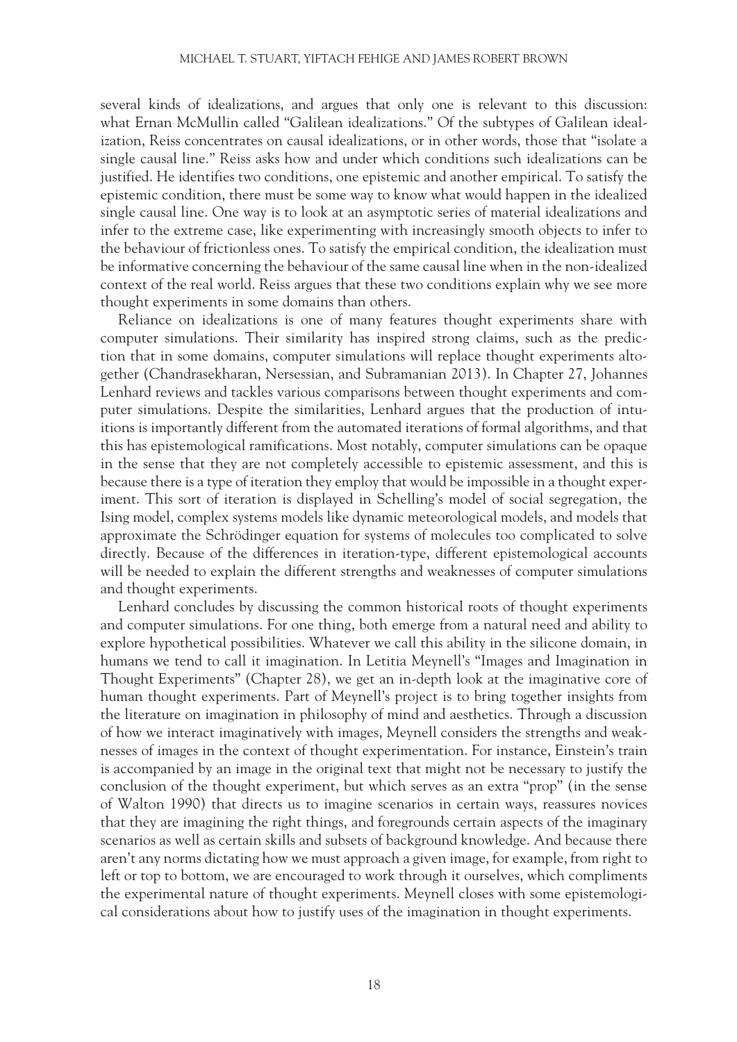several kinds of idealizations, and argues that only one is relevant to this discussion: what Ernan McMullin called "Galilean idealizations." Of the subtypes of Galilean idealization, Reiss concentrates on causal idealizations, or in other words, those that "isolate a single causal line." Reiss asks how and under which conditions such idealizations can be justified. He identifies two conditions, one epistemic and another empirical. To satisfy the epistemic condition, there must be some way to know what would happen in the idealized single causal line. One way is to look at an asymptotic series of material idealizations and infer to the extreme case, like experimenting with increasingly smooth objects to infer to the behaviour of frictionless ones. To satisfy the empirical condition, the idealization must be informative concerning the behaviour of the same causal line when in the non-idealized context of the real world. Reiss argues that these two conditions explain why we see more thought experiments in some domains than others.

Reliance on idealizations is one of many features thought experiments share with computer simulations. Their similarity has inspired strong claims, such as the prediction that in some domains, computer simulations will replace thought experiments altogether (Chandrasekharan, Nersessian, and Subramanian 2013). In Chapter 27, Johannes Lenhard reviews and tackles various comparisons between thought experiments and computer simulations. Despite the similarities, Lenhard argues that the production of intuitions is importantly different from the automated iterations of formal algorithms, and that this has epistemological ramifications. Most notably, computer simulations can be opaque in the sense that they are not completely accessible to epistemic assessment, and this is because there is a type of iteration they employ that would be impossible in a thought experiment. This sort of iteration is displayed in Schelling's model of social segregation, the Ising model, complex systems models like dynamic meteorological models, and models that approximate the Schrödinger equation for systems of molecules too complicated to solve directly. Because of the differences in iteration-type, different epistemological accounts will be needed to explain the different strengths and weaknesses of computer simulations and thought experiments.

Lenhard concludes by discussing the common historical roots of thought experiments and computer simulations. For one thing, both emerge from a natural need and ability to explore hypothetical possibilities. Whatever we call this ability in the silicone domain, in humans we tend to call it imagination. In Letitia Meynell's "Images and Imagination in Thought Experiments" (Chapter 28), we get an in-depth look at the imaginative core of human thought experiments. Part of Meynell's project is to bring together insights from the literature on imagination in philosophy of mind and aesthetics. Through a discussion of how we interact imaginatively with images, Meynell considers the strengths and weaknesses of images in the context of thought experimentation. For instance, Einstein's train is accompanied by an image in the original text that might not be necessary to justify the conclusion of the thought experiment, but which serves as an extra "prop" (in the sense of Walton 1990) that directs us to imagine scenarios in certain ways, reassures novices that they are imagining the right things, and foregrounds certain aspects of the imaginary scenarios as well as certain skills and subsets of background knowledge. And because there aren't any norms dictating how we must approach a given image, for example, from right to left or top to bottom, we are encouraged to work through it ourselves, which compliments the experimental nature of thought experiments. Meynell closes with some epistemological considerations about how to justify uses of the imagination in thought experiments.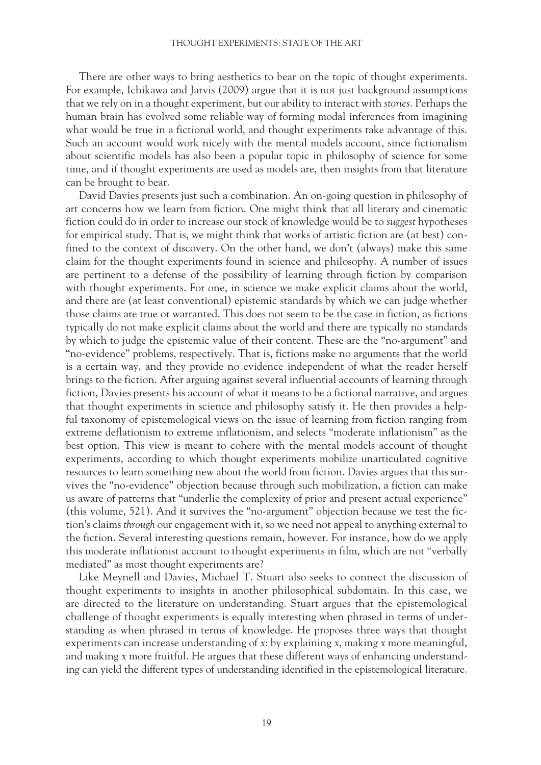There are other ways to bring aesthetics to bear on the topic of thought experiments. For example, Ichikawa and Jarvis (2009) argue that it is not just background assumptions that we rely on in a thought experiment, but our ability to interact with *stories*. Perhaps the human brain has evolved some reliable way of forming modal inferences from imagining what would be true in a fictional world, and thought experiments take advantage of this. Such an account would work nicely with the mental models account, since fictionalism about scientific models has also been a popular topic in philosophy of science for some time, and if thought experiments are used as models are, then insights from that literature can be brought to bear.

David Davies presents just such a combination. An on-going question in philosophy of art concerns how we learn from fiction. One might think that all literary and cinematic fiction could do in order to increase our stock of knowledge would be to *suggest* hypotheses for empirical study. That is, we might think that works of artistic fiction are (at best) confined to the context of discovery. On the other hand, we don't (always) make this same claim for the thought experiments found in science and philosophy. A number of issues are pertinent to a defense of the possibility of learning through fiction by comparison with thought experiments. For one, in science we make explicit claims about the world, and there are (at least conventional) epistemic standards by which we can judge whether those claims are true or warranted. This does not seem to be the case in fiction, as fictions typically do not make explicit claims about the world and there are typically no standards by which to judge the epistemic value of their content. These are the "no-argument" and "no-evidence" problems, respectively. That is, fictions make no arguments that the world is a certain way, and they provide no evidence independent of what the reader herself brings to the fiction. After arguing against several influential accounts of learning through fiction, Davies presents his account of what it means to be a fictional narrative, and argues that thought experiments in science and philosophy satisfy it. He then provides a helpful taxonomy of epistemological views on the issue of learning from fiction ranging from extreme deflationism to extreme inflationism, and selects "moderate inflationism" as the best option. This view is meant to cohere with the mental models account of thought experiments, according to which thought experiments mobilize unarticulated cognitive resources to learn something new about the world from fiction. Davies argues that this survives the "no-evidence" objection because through such mobilization, a fiction can make us aware of patterns that "underlie the complexity of prior and present actual experience" (this volume, 521). And it survives the "no-argument" objection because we test the fiction's claims *through* our engagement with it, so we need not appeal to anything external to the fiction. Several interesting questions remain, however. For instance, how do we apply this moderate inflationist account to thought experiments in film, which are not "verbally mediated" as most thought experiments are?

Like Meynell and Davies, Michael T. Stuart also seeks to connect the discussion of thought experiments to insights in another philosophical subdomain. In this case, we are directed to the literature on understanding. Stuart argues that the epistemological challenge of thought experiments is equally interesting when phrased in terms of understanding as when phrased in terms of knowledge. He proposes three ways that thought experiments can increase understanding of *x*: by explaining *x*, making *x* more meaningful, and making *x* more fruitful. He argues that these different ways of enhancing understanding can yield the different types of understanding identified in the epistemological literature.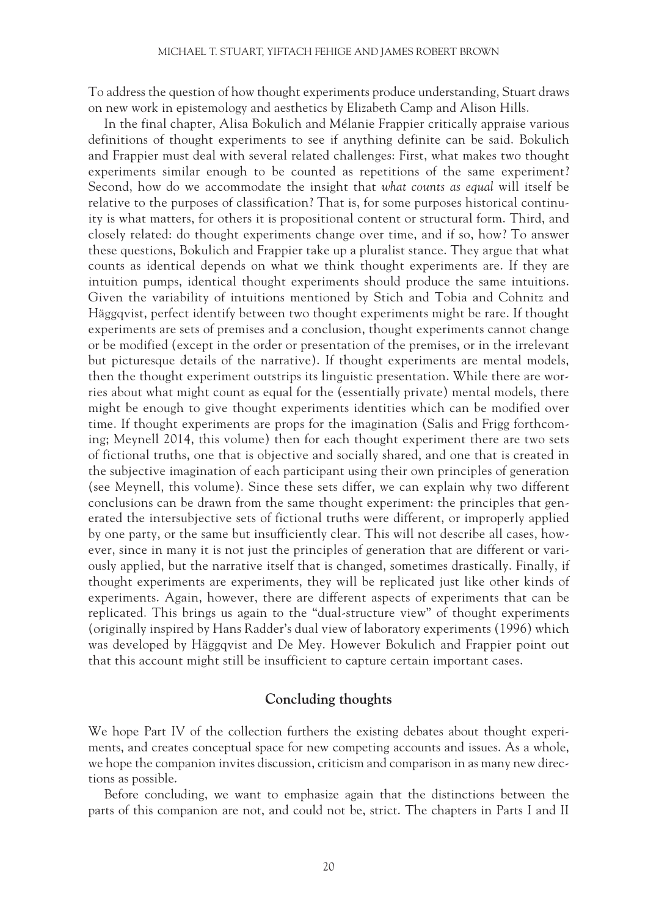To address the question of how thought experiments produce understanding, Stuart draws on new work in epistemology and aesthetics by Elizabeth Camp and Alison Hills.

In the final chapter, Alisa Bokulich and Mélanie Frappier critically appraise various definitions of thought experiments to see if anything definite can be said. Bokulich and Frappier must deal with several related challenges: First, what makes two thought experiments similar enough to be counted as repetitions of the same experiment? Second, how do we accommodate the insight that *what counts as equal* will itself be relative to the purposes of classification? That is, for some purposes historical continuity is what matters, for others it is propositional content or structural form. Third, and closely related: do thought experiments change over time, and if so, how? To answer these questions, Bokulich and Frappier take up a pluralist stance. They argue that what counts as identical depends on what we think thought experiments are. If they are intuition pumps, identical thought experiments should produce the same intuitions. Given the variability of intuitions mentioned by Stich and Tobia and Cohnitz and Häggqvist, perfect identify between two thought experiments might be rare. If thought experiments are sets of premises and a conclusion, thought experiments cannot change or be modified (except in the order or presentation of the premises, or in the irrelevant but picturesque details of the narrative). If thought experiments are mental models, then the thought experiment outstrips its linguistic presentation. While there are worries about what might count as equal for the (essentially private) mental models, there might be enough to give thought experiments identities which can be modified over time. If thought experiments are props for the imagination (Salis and Frigg forthcoming; Meynell 2014, this volume) then for each thought experiment there are two sets of fictional truths, one that is objective and socially shared, and one that is created in the subjective imagination of each participant using their own principles of generation (see Meynell, this volume). Since these sets differ, we can explain why two different conclusions can be drawn from the same thought experiment: the principles that generated the intersubjective sets of fictional truths were different, or improperly applied by one party, or the same but insufficiently clear. This will not describe all cases, however, since in many it is not just the principles of generation that are different or variously applied, but the narrative itself that is changed, sometimes drastically. Finally, if thought experiments are experiments, they will be replicated just like other kinds of experiments. Again, however, there are different aspects of experiments that can be replicated. This brings us again to the "dual-structure view" of thought experiments (originally inspired by Hans Radder's dual view of laboratory experiments (1996) which was developed by Häggqvist and De Mey. However Bokulich and Frappier point out that this account might still be insufficient to capture certain important cases.

## Concluding thoughts

We hope Part IV of the collection furthers the existing debates about thought experiments, and creates conceptual space for new competing accounts and issues. As a whole, we hope the companion invites discussion, criticism and comparison in as many new directions as possible.

Before concluding, we want to emphasize again that the distinctions between the parts of this companion are not, and could not be, strict. The chapters in Parts I and II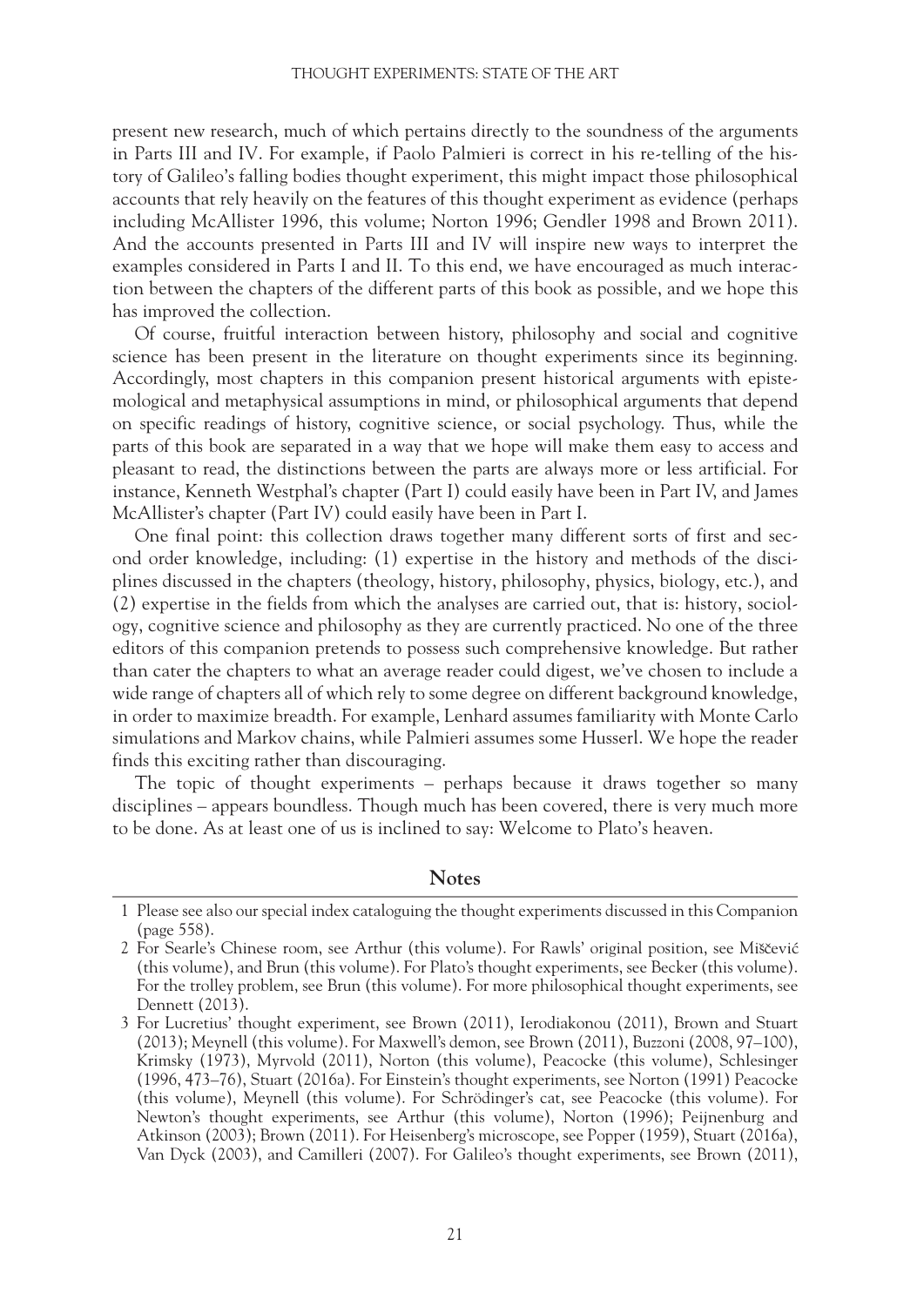present new research, much of which pertains directly to the soundness of the arguments in Parts III and IV. For example, if Paolo Palmieri is correct in his re-telling of the history of Galileo's falling bodies thought experiment, this might impact those philosophical accounts that rely heavily on the features of this thought experiment as evidence (perhaps including McAllister 1996, this volume; Norton 1996; Gendler 1998 and Brown 2011). And the accounts presented in Parts III and IV will inspire new ways to interpret the examples considered in Parts I and II. To this end, we have encouraged as much interaction between the chapters of the different parts of this book as possible, and we hope this has improved the collection.

Of course, fruitful interaction between history, philosophy and social and cognitive science has been present in the literature on thought experiments since its beginning. Accordingly, most chapters in this companion present historical arguments with epistemological and metaphysical assumptions in mind, or philosophical arguments that depend on specific readings of history, cognitive science, or social psychology. Thus, while the parts of this book are separated in a way that we hope will make them easy to access and pleasant to read, the distinctions between the parts are always more or less artificial. For instance, Kenneth Westphal's chapter (Part I) could easily have been in Part IV, and James McAllister's chapter (Part IV) could easily have been in Part I.

One final point: this collection draws together many different sorts of first and second order knowledge, including: (1) expertise in the history and methods of the disciplines discussed in the chapters (theology, history, philosophy, physics, biology, etc.), and (2) expertise in the fields from which the analyses are carried out, that is: history, sociology, cognitive science and philosophy as they are currently practiced. No one of the three editors of this companion pretends to possess such comprehensive knowledge. But rather than cater the chapters to what an average reader could digest, we've chosen to include a wide range of chapters all of which rely to some degree on different background knowledge, in order to maximize breadth. For example, Lenhard assumes familiarity with Monte Carlo simulations and Markov chains, while Palmieri assumes some Husserl. We hope the reader finds this exciting rather than discouraging.

The topic of thought experiments – perhaps because it draws together so many disciplines – appears boundless. Though much has been covered, there is very much more to be done. As at least one of us is inclined to say: Welcome to Plato's heaven.

## Notes

1 Please see also our special index cataloguing the thought experiments discussed in this Companion (page 558).

2 For Searle's Chinese room, see Arthur (this volume). For Rawls' original position, see Miščević (this volume), and Brun (this volume). For Plato's thought experiments, see Becker (this volume). For the trolley problem, see Brun (this volume). For more philosophical thought experiments, see Dennett (2013).

3 For Lucretius' thought experiment, see Brown (2011), Ierodiakonou (2011), Brown and Stuart (2013); Meynell (this volume). For Maxwell's demon, see Brown (2011), Buzzoni (2008, 97–100), Krimsky (1973), Myrvold (2011), Norton (this volume), Peacocke (this volume), Schlesinger (1996, 473–76), Stuart (2016a). For Einstein's thought experiments, see Norton (1991) Peacocke (this volume), Meynell (this volume). For Schrödinger's cat, see Peacocke (this volume). For Newton's thought experiments, see Arthur (this volume), Norton (1996); Peijnenburg and Atkinson (2003); Brown (2011). For Heisenberg's microscope, see Popper (1959), Stuart (2016a), Van Dyck (2003), and Camilleri (2007). For Galileo's thought experiments, see Brown (2011),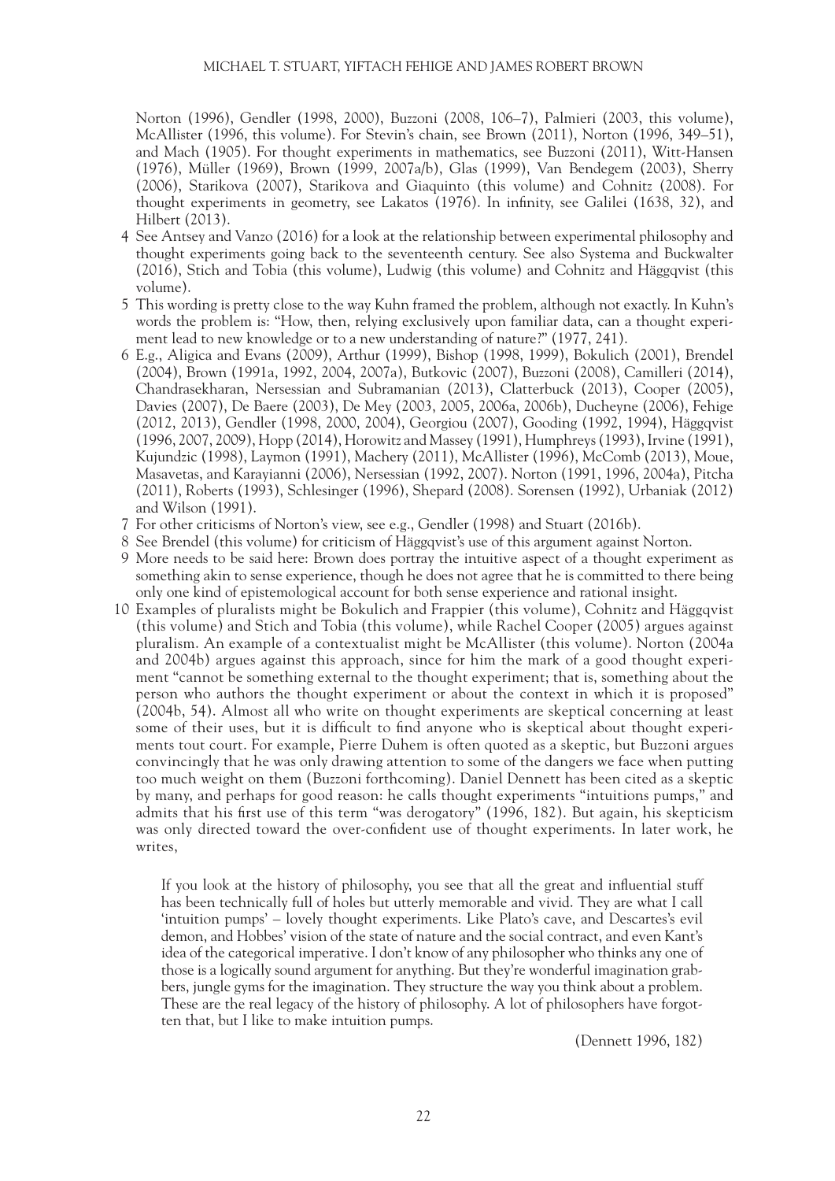Norton (1996), Gendler (1998, 2000), Buzzoni (2008, 106–7), Palmieri (2003, this volume), McAllister (1996, this volume). For Stevin's chain, see Brown (2011), Norton (1996, 349–51), and Mach (1905). For thought experiments in mathematics, see Buzzoni (2011), Witt-Hansen (1976), Müller (1969), Brown (1999, 2007a/b), Glas (1999), Van Bendegem (2003), Sherry (2006), Starikova (2007), Starikova and Giaquinto (this volume) and Cohnitz (2008). For thought experiments in geometry, see Lakatos (1976). In infinity, see Galilei (1638, 32), and Hilbert (2013).

4 See Antsey and Vanzo (2016) for a look at the relationship between experimental philosophy and thought experiments going back to the seventeenth century. See also Systema and Buckwalter (2016), Stich and Tobia (this volume), Ludwig (this volume) and Cohnitz and Häggqvist (this volume).

5 This wording is pretty close to the way Kuhn framed the problem, although not exactly. In Kuhn's words the problem is: "How, then, relying exclusively upon familiar data, can a thought experiment lead to new knowledge or to a new understanding of nature?" (1977, 241).

6 E.g., Aligica and Evans (2009), Arthur (1999), Bishop (1998, 1999), Bokulich (2001), Brendel (2004), Brown (1991a, 1992, 2004, 2007a), Butkovic (2007), Buzzoni (2008), Camilleri (2014), Chandrasekharan, Nersessian and Subramanian (2013), Clatterbuck (2013), Cooper (2005), Davies (2007), De Baere (2003), De Mey (2003, 2005, 2006a, 2006b), Ducheyne (2006), Fehige (2012, 2013), Gendler (1998, 2000, 2004), Georgiou (2007), Gooding (1992, 1994), Häggqvist (1996, 2007, 2009), Hopp (2014), Horowitz and Massey (1991), Humphreys (1993), Irvine (1991), Kujundzic (1998), Laymon (1991), Machery (2011), McAllister (1996), McComb (2013), Moue, Masavetas, and Karayianni (2006), Nersessian (1992, 2007). Norton (1991, 1996, 2004a), Pitcha (2011), Roberts (1993), Schlesinger (1996), Shepard (2008). Sorensen (1992), Urbaniak (2012) and Wilson (1991).

7 For other criticisms of Norton's view, see e.g., Gendler (1998) and Stuart (2016b).

8 See Brendel (this volume) for criticism of Häggqvist's use of this argument against Norton.

9 More needs to be said here: Brown does portray the intuitive aspect of a thought experiment as something akin to sense experience, though he does not agree that he is committed to there being only one kind of epistemological account for both sense experience and rational insight.

10 Examples of pluralists might be Bokulich and Frappier (this volume), Cohnitz and Häggqvist (this volume) and Stich and Tobia (this volume), while Rachel Cooper (2005) argues against pluralism. An example of a contextualist might be McAllister (this volume). Norton (2004a and 2004b) argues against this approach, since for him the mark of a good thought experiment "cannot be something external to the thought experiment; that is, something about the person who authors the thought experiment or about the context in which it is proposed" (2004b, 54). Almost all who write on thought experiments are skeptical concerning at least some of their uses, but it is difficult to find anyone who is skeptical about thought experiments tout court. For example, Pierre Duhem is often quoted as a skeptic, but Buzzoni argues convincingly that he was only drawing attention to some of the dangers we face when putting too much weight on them (Buzzoni forthcoming). Daniel Dennett has been cited as a skeptic by many, and perhaps for good reason: he calls thought experiments "intuitions pumps," and admits that his first use of this term "was derogatory" (1996, 182). But again, his skepticism was only directed toward the over-confident use of thought experiments. In later work, he writes,

> If you look at the history of philosophy, you see that all the great and influential stuff has been technically full of holes but utterly memorable and vivid. They are what I call 'intuition pumps' – lovely thought experiments. Like Plato's cave, and Descartes's evil demon, and Hobbes' vision of the state of nature and the social contract, and even Kant's idea of the categorical imperative. I don't know of any philosopher who thinks any one of those is a logically sound argument for anything. But they're wonderful imagination grabbers, jungle gyms for the imagination. They structure the way you think about a problem. These are the real legacy of the history of philosophy. A lot of philosophers have forgotten that, but I like to make intuition pumps.
>
> (Dennett 1996, 182)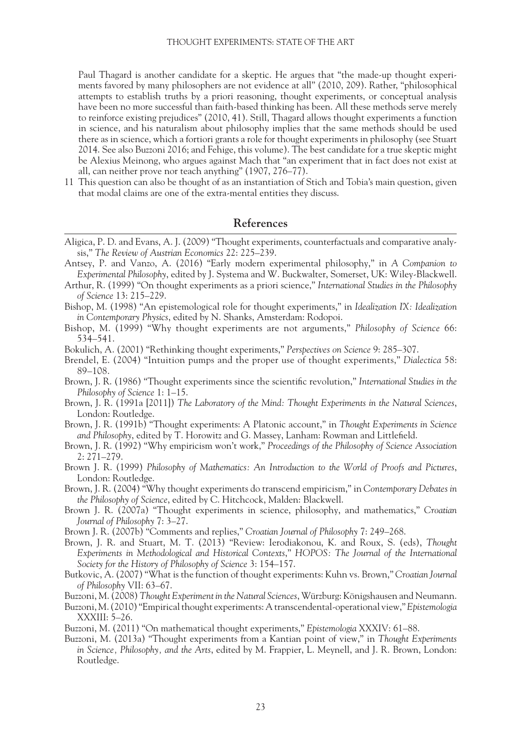Paul Thagard is another candidate for a skeptic. He argues that "the made-up thought experiments favored by many philosophers are not evidence at all" (2010, 209). Rather, "philosophical attempts to establish truths by a priori reasoning, thought experiments, or conceptual analysis have been no more successful than faith-based thinking has been. All these methods serve merely to reinforce existing prejudices" (2010, 41). Still, Thagard allows thought experiments a function in science, and his naturalism about philosophy implies that the same methods should be used there as in science, which a fortiori grants a role for thought experiments in philosophy (see Stuart 2014. See also Buzzoni 2016; and Fehige, this volume). The best candidate for a true skeptic might be Alexius Meinong, who argues against Mach that "an experiment that in fact does not exist at all, can neither prove nor teach anything" (1907, 276–77).

11 This question can also be thought of as an instantiation of Stich and Tobia's main question, given that modal claims are one of the extra-mental entities they discuss.

## References

Aligica, P. D. and Evans, A. J. (2009) "Thought experiments, counterfactuals and comparative analysis," *The Review of Austrian Economics* 22: 225–239.

Antsey, P. and Vanzo, A. (2016) "Early modern experimental philosophy," in *A Companion to Experimental Philosophy*, edited by J. Systema and W. Buckwalter, Somerset, UK: Wiley-Blackwell.

Arthur, R. (1999) "On thought experiments as a priori science," *International Studies in the Philosophy of Science* 13: 215–229.

Bishop, M. (1998) "An epistemological role for thought experiments," in *Idealization IX: Idealization in Contemporary Physics*, edited by N. Shanks, Amsterdam: Rodopoi.

Bishop, M. (1999) "Why thought experiments are not arguments," *Philosophy of Science* 66: 534–541.

Bokulich, A. (2001) "Rethinking thought experiments," *Perspectives on Science* 9: 285–307.

Brendel, E. (2004) "Intuition pumps and the proper use of thought experiments," *Dialectica* 58: 89–108.

Brown, J. R. (1986) "Thought experiments since the scientific revolution," *International Studies in the Philosophy of Science* 1: 1–15.

Brown, J. R. (1991a [2011]) *The Laboratory of the Mind: Thought Experiments in the Natural Sciences*, London: Routledge.

Brown, J. R. (1991b) "Thought experiments: A Platonic account," in *Thought Experiments in Science and Philosophy*, edited by T. Horowitz and G. Massey, Lanham: Rowman and Littlefield.

Brown, J. R. (1992) "Why empiricism won't work," *Proceedings of the Philosophy of Science Association* 2: 271–279.

Brown J. R. (1999) *Philosophy of Mathematics: An Introduction to the World of Proofs and Pictures*, London: Routledge.

Brown, J. R. (2004) "Why thought experiments do transcend empiricism," in *Contemporary Debates in the Philosophy of Science*, edited by C. Hitchcock, Malden: Blackwell.

Brown J. R. (2007a) "Thought experiments in science, philosophy, and mathematics," *Croatian Journal of Philosophy* 7: 3–27.

Brown J. R. (2007b) "Comments and replies," *Croatian Journal of Philosophy* 7: 249–268.

Brown, J. R. and Stuart, M. T. (2013) "Review: Ierodiakonou, K. and Roux, S. (eds), *Thought Experiments in Methodological and Historical Contexts*," *HOPOS: The Journal of the International Society for the History of Philosophy of Science* 3: 154–157.

Butkovic, A. (2007) "What is the function of thought experiments: Kuhn vs. Brown," *Croatian Journal of Philosophy* VII: 63–67.

Buzzoni, M. (2008) *Thought Experiment in the Natural Sciences*, Würzburg: Königshausen and Neumann.

Buzzoni, M. (2010) "Empirical thought experiments: A transcendental-operational view," *Epistemologia* XXXIII: 5–26.

Buzzoni, M. (2011) "On mathematical thought experiments," *Epistemologia* XXXIV: 61–88.

Buzzoni, M. (2013a) "Thought experiments from a Kantian point of view," in *Thought Experiments in Science, Philosophy, and the Arts*, edited by M. Frappier, L. Meynell, and J. R. Brown, London: Routledge.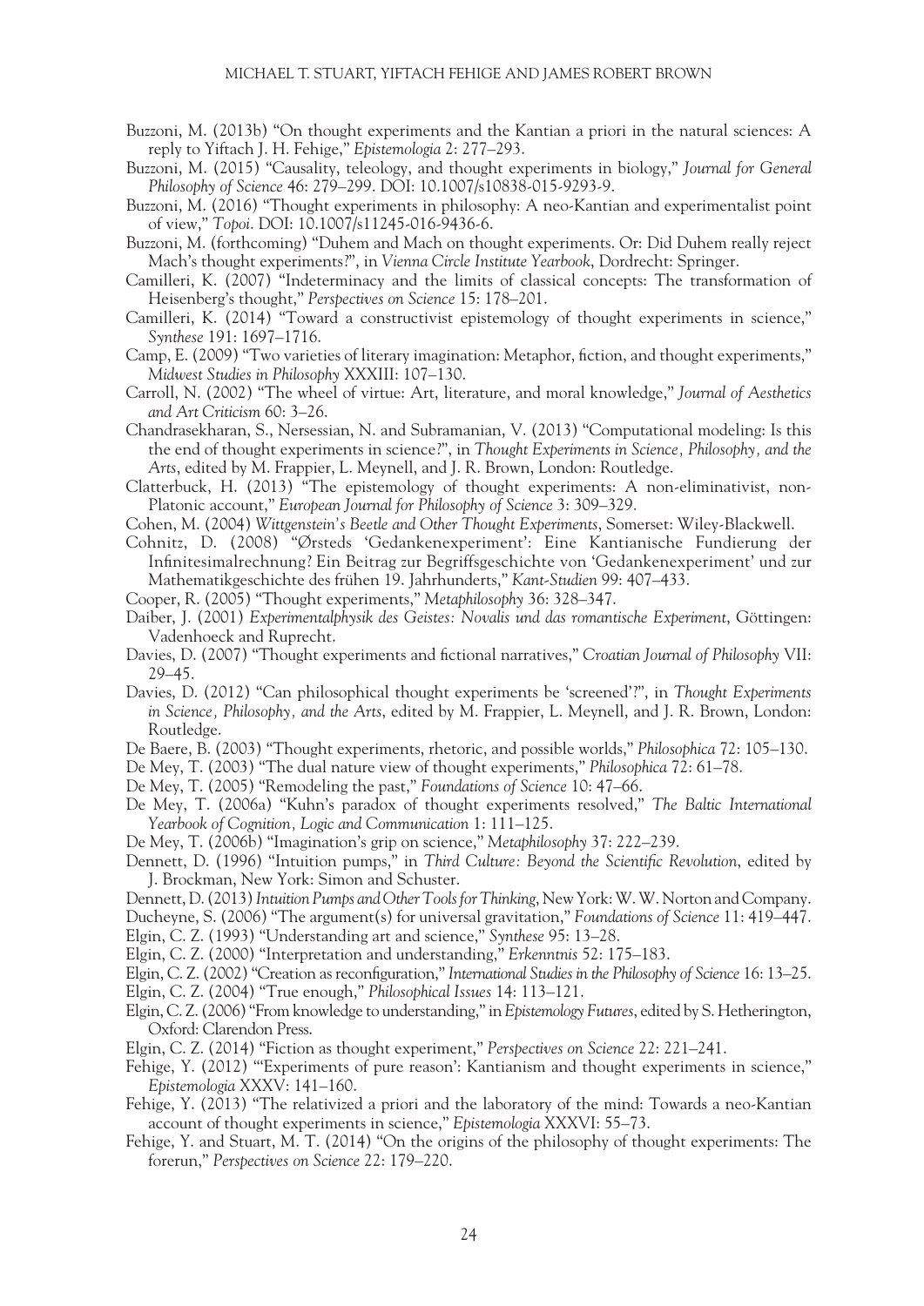Buzzoni, M. (2013b) "On thought experiments and the Kantian a priori in the natural sciences: A reply to Yiftach J. H. Fehige," *Epistemologia* 2: 277–293.

Buzzoni, M. (2015) "Causality, teleology, and thought experiments in biology," *Journal for General Philosophy of Science* 46: 279–299. DOI: 10.1007/s10838-015-9293-9.

Buzzoni, M. (2016) "Thought experiments in philosophy: A neo-Kantian and experimentalist point of view," *Topoi*. DOI: 10.1007/s11245-016-9436-6.

Buzzoni, M. (forthcoming) "Duhem and Mach on thought experiments. Or: Did Duhem really reject Mach's thought experiments?", in *Vienna Circle Institute Yearbook*, Dordrecht: Springer.

Camilleri, K. (2007) "Indeterminacy and the limits of classical concepts: The transformation of Heisenberg's thought," *Perspectives on Science* 15: 178–201.

Camilleri, K. (2014) "Toward a constructivist epistemology of thought experiments in science," *Synthese* 191: 1697–1716.

Camp, E. (2009) "Two varieties of literary imagination: Metaphor, fiction, and thought experiments," *Midwest Studies in Philosophy* XXXIII: 107–130.

Carroll, N. (2002) "The wheel of virtue: Art, literature, and moral knowledge," *Journal of Aesthetics and Art Criticism* 60: 3–26.

Chandrasekharan, S., Nersessian, N. and Subramanian, V. (2013) "Computational modeling: Is this the end of thought experiments in science?", in *Thought Experiments in Science, Philosophy, and the Arts*, edited by M. Frappier, L. Meynell, and J. R. Brown, London: Routledge.

Clatterbuck, H. (2013) "The epistemology of thought experiments: A non-eliminativist, non-Platonic account," *European Journal for Philosophy of Science* 3: 309–329.

Cohen, M. (2004) *Wittgenstein's Beetle and Other Thought Experiments*, Somerset: Wiley-Blackwell.

Cohnitz, D. (2008) "Ørsteds 'Gedankenexperiment': Eine Kantianische Fundierung der Infinitesimalrechnung? Ein Beitrag zur Begriffsgeschichte von 'Gedankenexperiment' und zur Mathematikgeschichte des frühen 19. Jahrhunderts," *Kant-Studien* 99: 407–433.

Cooper, R. (2005) "Thought experiments," *Metaphilosophy* 36: 328–347.

Daiber, J. (2001) *Experimentalphysik des Geistes: Novalis und das romantische Experiment*, Göttingen: Vadenhoeck and Ruprecht.

Davies, D. (2007) "Thought experiments and fictional narratives," *Croatian Journal of Philosophy* VII: 29–45.

Davies, D. (2012) "Can philosophical thought experiments be 'screened'?", in *Thought Experiments in Science, Philosophy, and the Arts*, edited by M. Frappier, L. Meynell, and J. R. Brown, London: Routledge.

De Baere, B. (2003) "Thought experiments, rhetoric, and possible worlds," *Philosophica* 72: 105–130.

De Mey, T. (2003) "The dual nature view of thought experiments," *Philosophica* 72: 61–78.

De Mey, T. (2005) "Remodeling the past," *Foundations of Science* 10: 47–66.

De Mey, T. (2006a) "Kuhn's paradox of thought experiments resolved," *The Baltic International Yearbook of Cognition, Logic and Communication* 1: 111–125.

De Mey, T. (2006b) "Imagination's grip on science," *Metaphilosophy* 37: 222–239.

Dennett, D. (1996) "Intuition pumps," in *Third Culture: Beyond the Scientific Revolution*, edited by J. Brockman, New York: Simon and Schuster.

Dennett, D. (2013) *Intuition Pumps and Other Tools for Thinking*, New York: W. W. Norton and Company.

Ducheyne, S. (2006) "The argument(s) for universal gravitation," *Foundations of Science* 11: 419–447.

Elgin, C. Z. (1993) "Understanding art and science," *Synthese* 95: 13–28.

Elgin, C. Z. (2000) "Interpretation and understanding," *Erkenntnis* 52: 175–183.

Elgin, C. Z. (2002) "Creation as reconfiguration," *International Studies in the Philosophy of Science* 16: 13–25.

Elgin, C. Z. (2004) "True enough," *Philosophical Issues* 14: 113–121.

Elgin, C. Z. (2006) "From knowledge to understanding," in *Epistemology Futures*, edited by S. Hetherington, Oxford: Clarendon Press.

Elgin, C. Z. (2014) "Fiction as thought experiment," *Perspectives on Science* 22: 221–241.

Fehige, Y. (2012) "'Experiments of pure reason': Kantianism and thought experiments in science," *Epistemologia* XXXV: 141–160.

Fehige, Y. (2013) "The relativized a priori and the laboratory of the mind: Towards a neo-Kantian account of thought experiments in science," *Epistemologia* XXXVI: 55–73.

Fehige, Y. and Stuart, M. T. (2014) "On the origins of the philosophy of thought experiments: The forerun," *Perspectives on Science* 22: 179–220.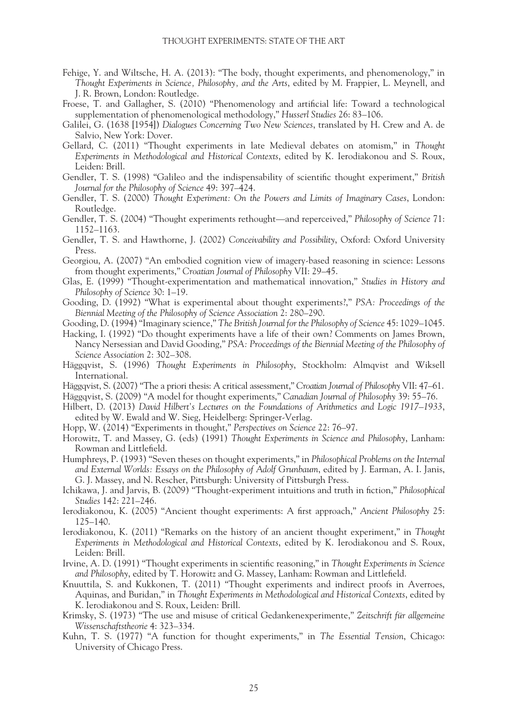Fehige, Y. and Wiltsche, H. A. (2013): "The body, thought experiments, and phenomenology," in *Thought Experiments in Science, Philosophy, and the Arts*, edited by M. Frappier, L. Meynell, and J. R. Brown, London: Routledge.

Froese, T. and Gallagher, S. (2010) "Phenomenology and artificial life: Toward a technological supplementation of phenomenological methodology," *Husserl Studies* 26: 83–106.

Galilei, G. (1638 [1954]) *Dialogues Concerning Two New Sciences*, translated by H. Crew and A. de Salvio, New York: Dover.

Gellard, C. (2011) "Thought experiments in late Medieval debates on atomism," in *Thought Experiments in Methodological and Historical Contexts*, edited by K. Ierodiakonou and S. Roux, Leiden: Brill.

Gendler, T. S. (1998) "Galileo and the indispensability of scientific thought experiment," *British Journal for the Philosophy of Science* 49: 397–424.

Gendler, T. S. (2000) *Thought Experiment: On the Powers and Limits of Imaginary Cases*, London: Routledge.

Gendler, T. S. (2004) "Thought experiments rethought—and reperceived," *Philosophy of Science* 71: 1152–1163.

Gendler, T. S. and Hawthorne, J. (2002) *Conceivability and Possibility*, Oxford: Oxford University Press.

Georgiou, A. (2007) "An embodied cognition view of imagery-based reasoning in science: Lessons from thought experiments," *Croatian Journal of Philosophy* VII: 29–45.

Glas, E. (1999) "Thought-experimentation and mathematical innovation," *Studies in History and Philosophy of Science* 30: 1–19.

Gooding, D. (1992) "What is experimental about thought experiments?," *PSA: Proceedings of the Biennial Meeting of the Philosophy of Science Association* 2: 280–290.

Gooding, D. (1994) "Imaginary science," *The British Journal for the Philosophy of Science* 45: 1029–1045.

Hacking, I. (1992) "Do thought experiments have a life of their own? Comments on James Brown, Nancy Nersessian and David Gooding," *PSA: Proceedings of the Biennial Meeting of the Philosophy of Science Association* 2: 302–308.

Häggqvist, S. (1996) *Thought Experiments in Philosophy*, Stockholm: Almqvist and Wiksell International.

Häggqvist, S. (2007) "The a priori thesis: A critical assessment," *Croatian Journal of Philosophy* VII: 47–61.

Häggqvist, S. (2009) "A model for thought experiments," *Canadian Journal of Philosophy* 39: 55–76.

Hilbert, D. (2013) *David Hilbert's Lectures on the Foundations of Arithmetics and Logic 1917–1933*, edited by W. Ewald and W. Sieg, Heidelberg: Springer-Verlag.

Hopp, W. (2014) "Experiments in thought," *Perspectives on Science* 22: 76–97.

Horowitz, T. and Massey, G. (eds) (1991) *Thought Experiments in Science and Philosophy*, Lanham: Rowman and Littlefield.

Humphreys, P. (1993) "Seven theses on thought experiments," in *Philosophical Problems on the Internal and External Worlds: Essays on the Philosophy of Adolf Grunbaum*, edited by J. Earman, A. I. Janis, G. J. Massey, and N. Rescher, Pittsburgh: University of Pittsburgh Press.

Ichikawa, J. and Jarvis, B. (2009) "Thought-experiment intuitions and truth in fiction," *Philosophical Studies* 142: 221–246.

Ierodiakonou, K. (2005) "Ancient thought experiments: A first approach," *Ancient Philosophy* 25: 125–140.

Ierodiakonou, K. (2011) "Remarks on the history of an ancient thought experiment," in *Thought Experiments in Methodological and Historical Contexts*, edited by K. Ierodiakonou and S. Roux, Leiden: Brill.

Irvine, A. D. (1991) "Thought experiments in scientific reasoning," in *Thought Experiments in Science and Philosophy*, edited by T. Horowitz and G. Massey, Lanham: Rowman and Littlefield.

Knuuttila, S. and Kukkonen, T. (2011) "Thought experiments and indirect proofs in Averroes, Aquinas, and Buridan," in *Thought Experiments in Methodological and Historical Contexts*, edited by K. Ierodiakonou and S. Roux, Leiden: Brill.

Krimsky, S. (1973) "The use and misuse of critical Gedankenexperimente," *Zeitschrift für allgemeine Wissenschaftstheorie* 4: 323–334.

Kuhn, T. S. (1977) "A function for thought experiments," in *The Essential Tension*, Chicago: University of Chicago Press.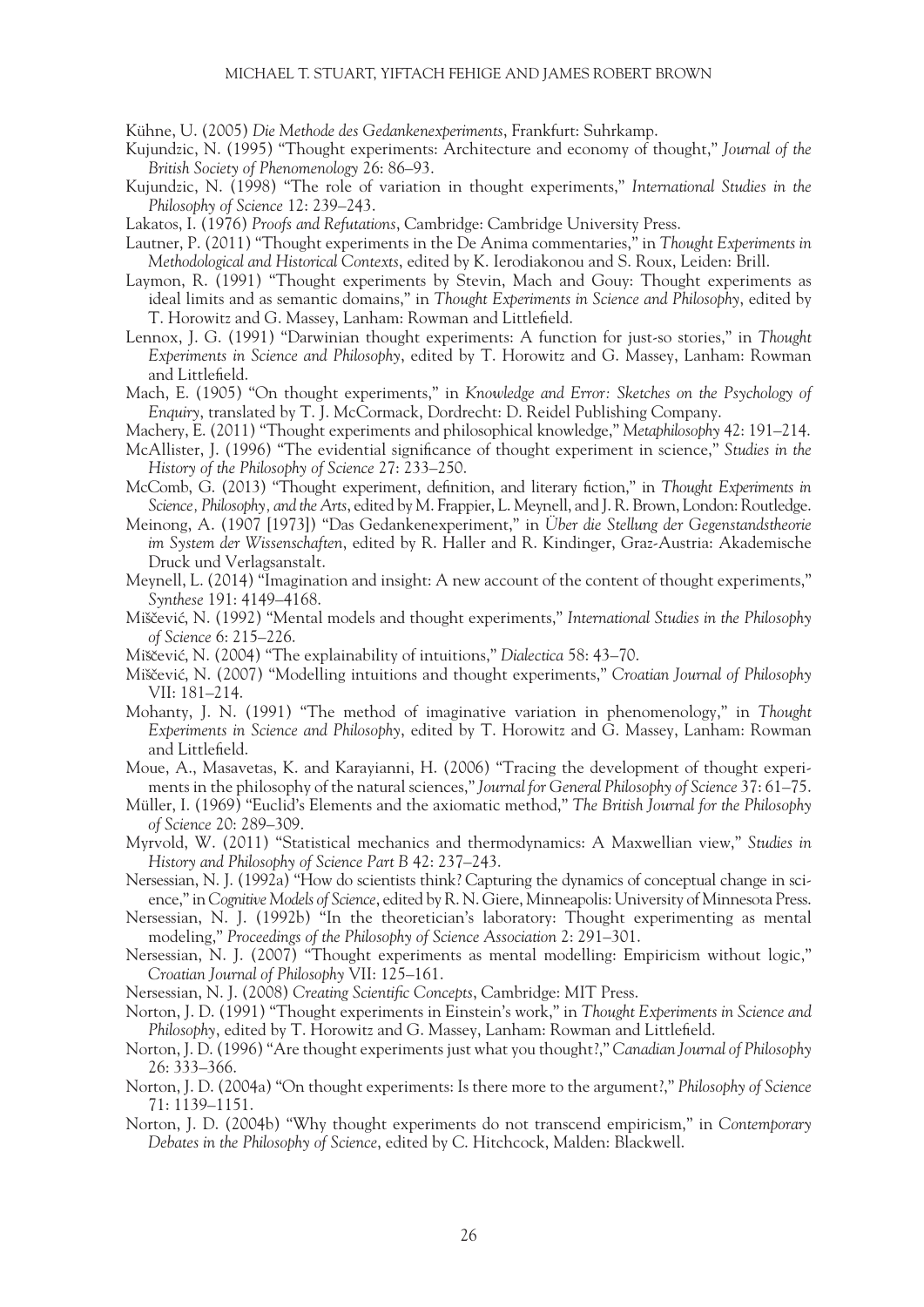Kühne, U. (2005) *Die Methode des Gedankenexperiments*, Frankfurt: Suhrkamp.

Kujundzic, N. (1995) "Thought experiments: Architecture and economy of thought," *Journal of the British Society of Phenomenology* 26: 86–93.

Kujundzic, N. (1998) "The role of variation in thought experiments," *International Studies in the Philosophy of Science* 12: 239–243.

Lakatos, I. (1976) *Proofs and Refutations*, Cambridge: Cambridge University Press.

Lautner, P. (2011) "Thought experiments in the De Anima commentaries," in *Thought Experiments in Methodological and Historical Contexts*, edited by K. Ierodiakonou and S. Roux, Leiden: Brill.

Laymon, R. (1991) "Thought experiments by Stevin, Mach and Gouy: Thought experiments as ideal limits and as semantic domains," in *Thought Experiments in Science and Philosophy*, edited by T. Horowitz and G. Massey, Lanham: Rowman and Littlefield.

Lennox, J. G. (1991) "Darwinian thought experiments: A function for just-so stories," in *Thought Experiments in Science and Philosophy*, edited by T. Horowitz and G. Massey, Lanham: Rowman and Littlefield.

Mach, E. (1905) "On thought experiments," in *Knowledge and Error: Sketches on the Psychology of Enquiry*, translated by T. J. McCormack, Dordrecht: D. Reidel Publishing Company.

Machery, E. (2011) "Thought experiments and philosophical knowledge," *Metaphilosophy* 42: 191–214.

McAllister, J. (1996) "The evidential significance of thought experiment in science," *Studies in the History of the Philosophy of Science* 27: 233–250.

McComb, G. (2013) "Thought experiment, definition, and literary fiction," in *Thought Experiments in Science, Philosophy, and the Arts*, edited by M. Frappier, L. Meynell, and J. R. Brown, London: Routledge.

Meinong, A. (1907 [1973]) "Das Gedankenexperiment," in *Über die Stellung der Gegenstandstheorie im System der Wissenschaften*, edited by R. Haller and R. Kindinger, Graz-Austria: Akademische Druck und Verlagsanstalt.

Meynell, L. (2014) "Imagination and insight: A new account of the content of thought experiments," *Synthese* 191: 4149–4168.

Miščević, N. (1992) "Mental models and thought experiments," *International Studies in the Philosophy of Science* 6: 215–226.

Miščević, N. (2004) "The explainability of intuitions," *Dialectica* 58: 43–70.

Miščević, N. (2007) "Modelling intuitions and thought experiments," *Croatian Journal of Philosophy* VII: 181–214.

Mohanty, J. N. (1991) "The method of imaginative variation in phenomenology," in *Thought Experiments in Science and Philosophy*, edited by T. Horowitz and G. Massey, Lanham: Rowman and Littlefield.

Moue, A., Masavetas, K. and Karayianni, H. (2006) "Tracing the development of thought experiments in the philosophy of the natural sciences," *Journal for General Philosophy of Science* 37: 61–75.

Müller, I. (1969) "Euclid's Elements and the axiomatic method," *The British Journal for the Philosophy of Science* 20: 289–309.

Myrvold, W. (2011) "Statistical mechanics and thermodynamics: A Maxwellian view," *Studies in History and Philosophy of Science Part B* 42: 237–243.

Nersessian, N. J. (1992a) "How do scientists think? Capturing the dynamics of conceptual change in science," in *Cognitive Models of Science*, edited by R. N. Giere, Minneapolis: University of Minnesota Press.

Nersessian, N. J. (1992b) "In the theoretician's laboratory: Thought experimenting as mental modeling," *Proceedings of the Philosophy of Science Association* 2: 291–301.

Nersessian, N. J. (2007) "Thought experiments as mental modelling: Empiricism without logic," *Croatian Journal of Philosophy* VII: 125–161.

Nersessian, N. J. (2008) *Creating Scientific Concepts*, Cambridge: MIT Press.

Norton, J. D. (1991) "Thought experiments in Einstein's work," in *Thought Experiments in Science and Philosophy*, edited by T. Horowitz and G. Massey, Lanham: Rowman and Littlefield.

Norton, J. D. (1996) "Are thought experiments just what you thought?," *Canadian Journal of Philosophy* 26: 333–366.

Norton, J. D. (2004a) "On thought experiments: Is there more to the argument?," *Philosophy of Science* 71: 1139–1151.

Norton, J. D. (2004b) "Why thought experiments do not transcend empiricism," in *Contemporary Debates in the Philosophy of Science*, edited by C. Hitchcock, Malden: Blackwell.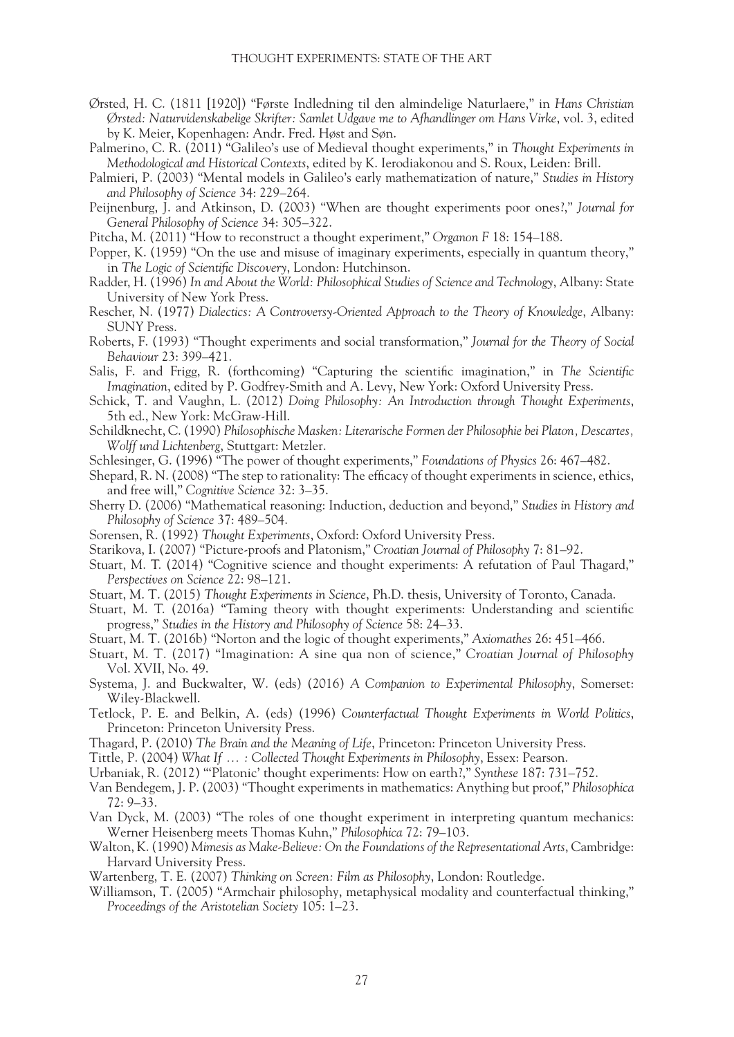Ørsted, H. C. (1811 [1920]) "Første Indledning til den almindelige Naturlaere," in *Hans Christian Ørsted: Naturvidenskabelige Skrifter: Samlet Udgave me to Afhandlinger om Hans Virke*, vol. 3, edited by K. Meier, Kopenhagen: Andr. Fred. Høst and Søn.

Palmerino, C. R. (2011) "Galileo's use of Medieval thought experiments," in *Thought Experiments in Methodological and Historical Contexts*, edited by K. Ierodiakonou and S. Roux, Leiden: Brill.

Palmieri, P. (2003) "Mental models in Galileo's early mathematization of nature," *Studies in History and Philosophy of Science* 34: 229–264.

Peijnenburg, J. and Atkinson, D. (2003) "When are thought experiments poor ones?," *Journal for General Philosophy of Science* 34: 305–322.

Pitcha, M. (2011) "How to reconstruct a thought experiment," *Organon F* 18: 154–188.

Popper, K. (1959) "On the use and misuse of imaginary experiments, especially in quantum theory," in *The Logic of Scientific Discovery*, London: Hutchinson.

Radder, H. (1996) *In and About the World: Philosophical Studies of Science and Technology*, Albany: State University of New York Press.

Rescher, N. (1977) *Dialectics: A Controversy-Oriented Approach to the Theory of Knowledge*, Albany: SUNY Press.

Roberts, F. (1993) "Thought experiments and social transformation," *Journal for the Theory of Social Behaviour* 23: 399–421.

Salis, F. and Frigg, R. (forthcoming) "Capturing the scientific imagination," in *The Scientific Imagination*, edited by P. Godfrey-Smith and A. Levy, New York: Oxford University Press.

Schick, T. and Vaughn, L. (2012) *Doing Philosophy: An Introduction through Thought Experiments*, 5th ed., New York: McGraw-Hill.

Schildknecht, C. (1990) *Philosophische Masken: Literarische Formen der Philosophie bei Platon, Descartes, Wolff und Lichtenberg*, Stuttgart: Metzler.

Schlesinger, G. (1996) "The power of thought experiments," *Foundations of Physics* 26: 467–482.

Shepard, R. N. (2008) "The step to rationality: The efficacy of thought experiments in science, ethics, and free will," *Cognitive Science* 32: 3–35.

Sherry D. (2006) "Mathematical reasoning: Induction, deduction and beyond," *Studies in History and Philosophy of Science* 37: 489–504.

Sorensen, R. (1992) *Thought Experiments*, Oxford: Oxford University Press.

Starikova, I. (2007) "Picture-proofs and Platonism," *Croatian Journal of Philosophy* 7: 81–92.

Stuart, M. T. (2014) "Cognitive science and thought experiments: A refutation of Paul Thagard," *Perspectives on Science* 22: 98–121.

Stuart, M. T. (2015) *Thought Experiments in Science*, Ph.D. thesis, University of Toronto, Canada.

Stuart, M. T. (2016a) "Taming theory with thought experiments: Understanding and scientific progress," *Studies in the History and Philosophy of Science* 58: 24–33.

Stuart, M. T. (2016b) "Norton and the logic of thought experiments," *Axiomathes* 26: 451–466.

Stuart, M. T. (2017) "Imagination: A sine qua non of science," *Croatian Journal of Philosophy* Vol. XVII, No. 49.

Systema, J. and Buckwalter, W. (eds) (2016) *A Companion to Experimental Philosophy*, Somerset: Wiley-Blackwell.

Tetlock, P. E. and Belkin, A. (eds) (1996) *Counterfactual Thought Experiments in World Politics*, Princeton: Princeton University Press.

Thagard, P. (2010) *The Brain and the Meaning of Life*, Princeton: Princeton University Press.

Tittle, P. (2004) *What If … : Collected Thought Experiments in Philosophy*, Essex: Pearson.

Urbaniak, R. (2012) "'Platonic' thought experiments: How on earth?," *Synthese* 187: 731–752.

Van Bendegem, J. P. (2003) "Thought experiments in mathematics: Anything but proof," *Philosophica* 72: 9–33.

Van Dyck, M. (2003) "The roles of one thought experiment in interpreting quantum mechanics: Werner Heisenberg meets Thomas Kuhn," *Philosophica* 72: 79–103.

Walton, K. (1990) *Mimesis as Make-Believe: On the Foundations of the Representational Arts*, Cambridge: Harvard University Press.

Wartenberg, T. E. (2007) *Thinking on Screen: Film as Philosophy*, London: Routledge.

Williamson, T. (2005) "Armchair philosophy, metaphysical modality and counterfactual thinking," *Proceedings of the Aristotelian Society* 105: 1–23.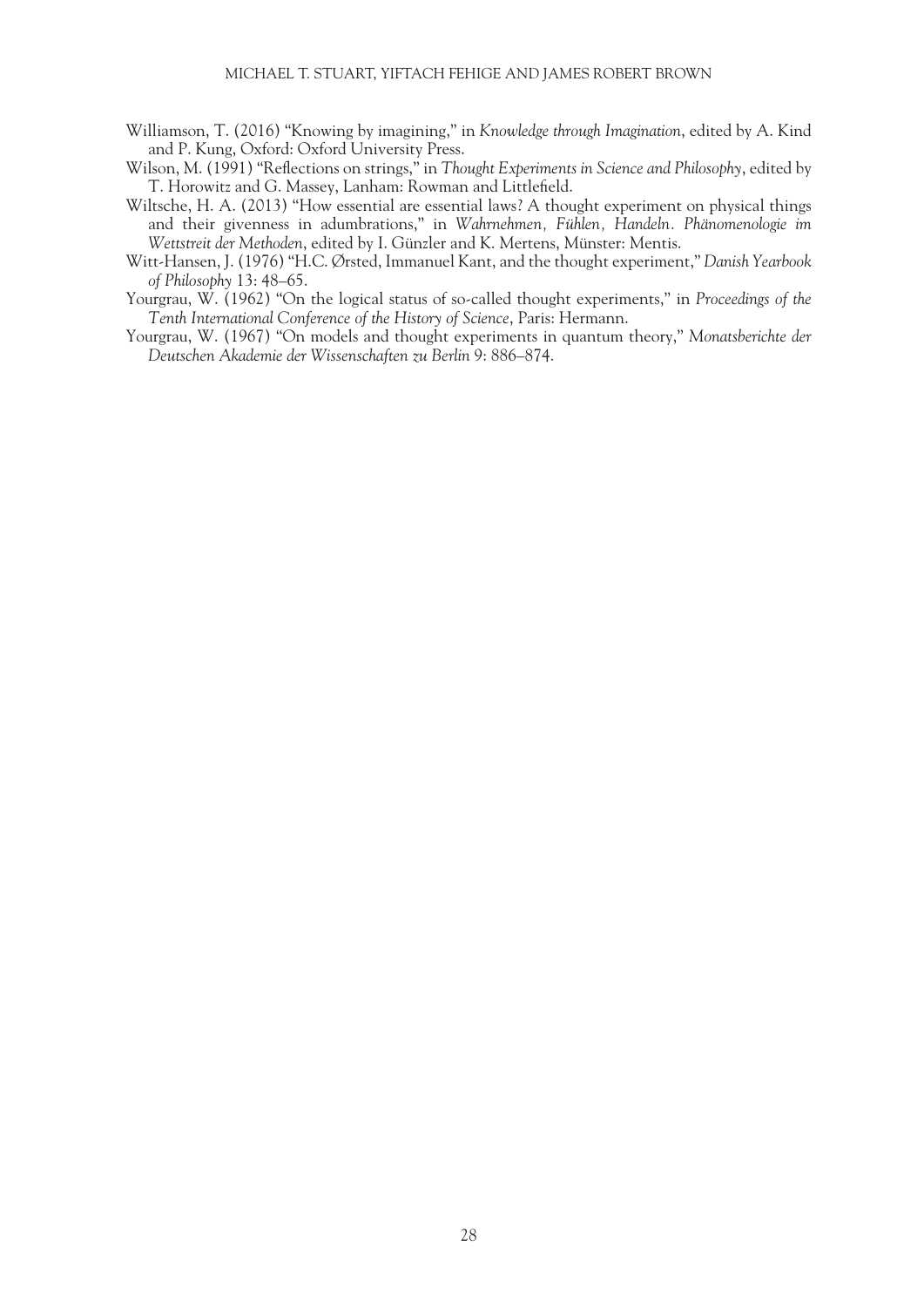Williamson, T. (2016) "Knowing by imagining," in *Knowledge through Imagination*, edited by A. Kind and P. Kung, Oxford: Oxford University Press.

Wilson, M. (1991) "Reflections on strings," in *Thought Experiments in Science and Philosophy*, edited by T. Horowitz and G. Massey, Lanham: Rowman and Littlefield.

Wiltsche, H. A. (2013) "How essential are essential laws? A thought experiment on physical things and their givenness in adumbrations," in *Wahrnehmen, Fühlen, Handeln. Phänomenologie im Wettstreit der Methoden*, edited by I. Günzler and K. Mertens, Münster: Mentis.

Witt-Hansen, J. (1976) "H.C. Ørsted, Immanuel Kant, and the thought experiment," *Danish Yearbook of Philosophy* 13: 48–65.

Yourgrau, W. (1962) "On the logical status of so-called thought experiments," in *Proceedings of the Tenth International Conference of the History of Science*, Paris: Hermann.

Yourgrau, W. (1967) "On models and thought experiments in quantum theory," *Monatsberichte der Deutschen Akademie der Wissenschaften zu Berlin* 9: 886–874.